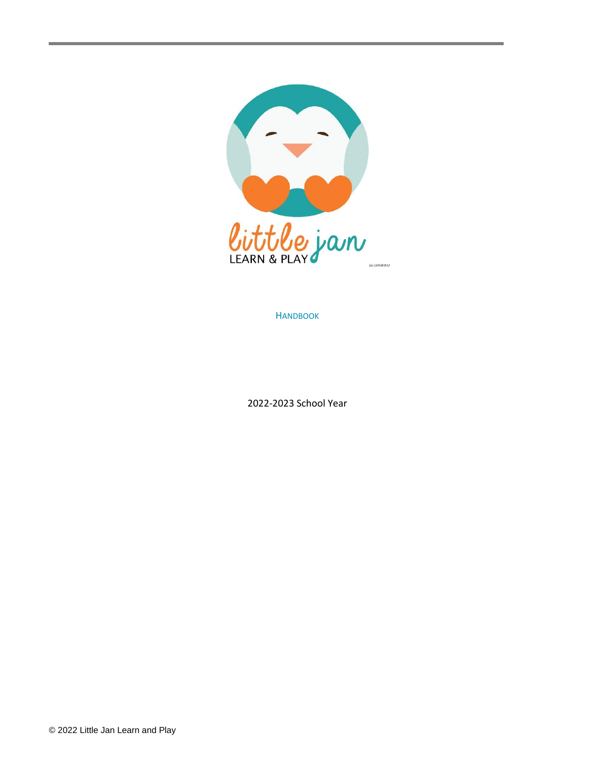# HANDBOOK

2022-2023 School Year

© 2022 Little Jan Learn and Play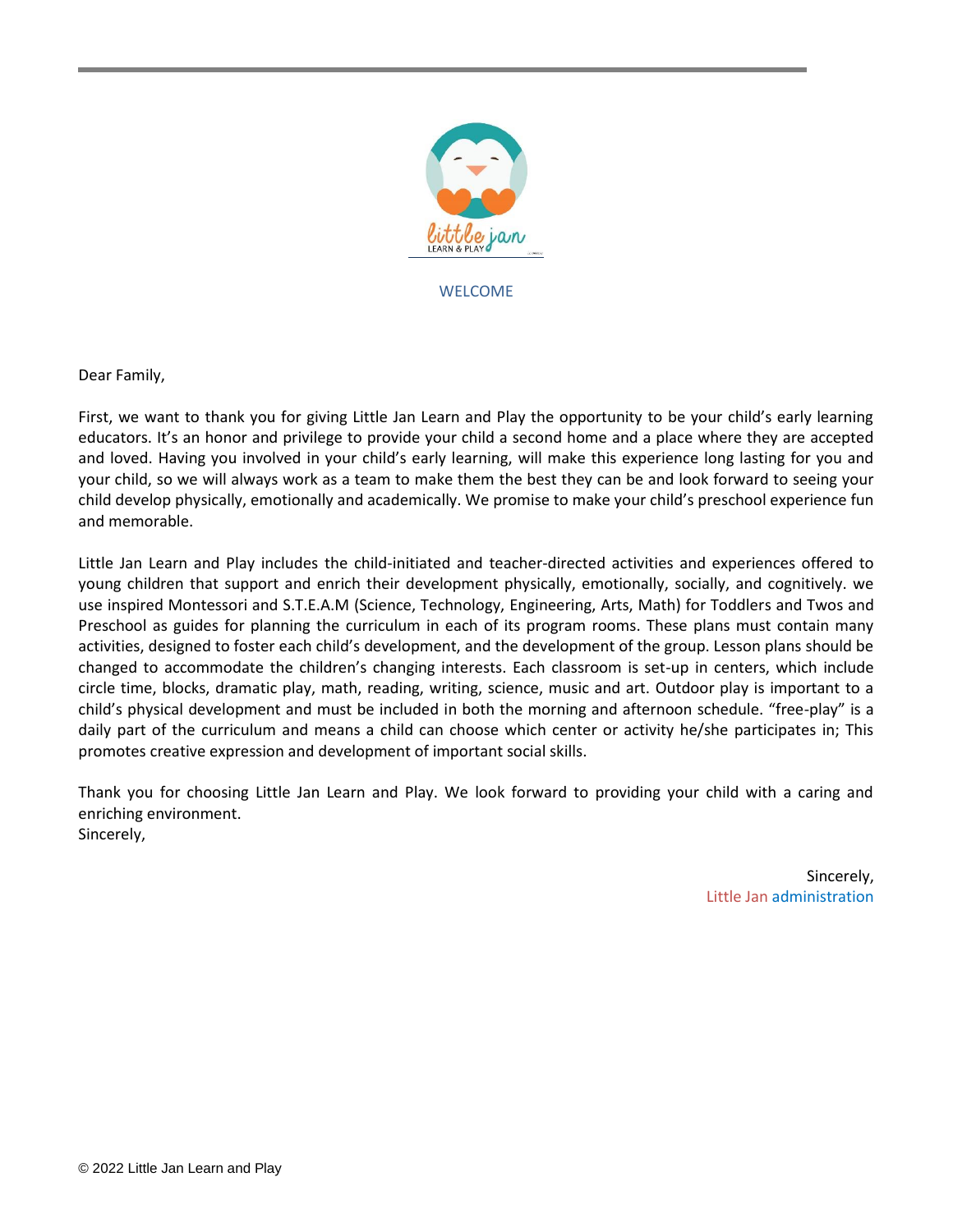WELCOME

Dear Family,

First, we want to thank you for giving Little Jan Learn and Play the opportunity to be your child's early learning educators. It's an honor and privilege to provide your child a second home and a place where they are accepted and loved. Having you involved in your child's early learning, will make this experience long lasting for you and your child, so we will always work as a team to make them the best they can be and look forward to seeing your child develop physically, emotionally and academically. We promise to make your child's preschool experience fun and memorable.

Little Jan Learn and Play includes the child-initiated and teacher-directed activities and experiences offered to young children that support and enrich their development physically, emotionally, socially, and cognitively. we use inspired Montessori and S.T.E.A.M (Science, Technology, Engineering, Arts, Math) for Toddlers and Twos and Preschool as guides for planning the curriculum in each of its program rooms. These plans must contain many activities, designed to foster each child's development, and the development of the group. Lesson plans should be changed to accommodate the children's changing interests. Each classroom is set-up in centers, which include circle time, blocks, dramatic play, math, reading, writing, science, music and art. Outdoor play is important to a child's physical development and must be included in both the morning and afternoon schedule. "free-play" is a daily part of the curriculum and means a child can choose which center or activity he/she participates in; This promotes creative expression and development of important social skills.

Thank you for choosing Little Jan Learn and Play. We look forward to providing your child with a caring and enriching environment.
Sincerely,

Sincerely,
Little Jan administration

© 2022 Little Jan Learn and Play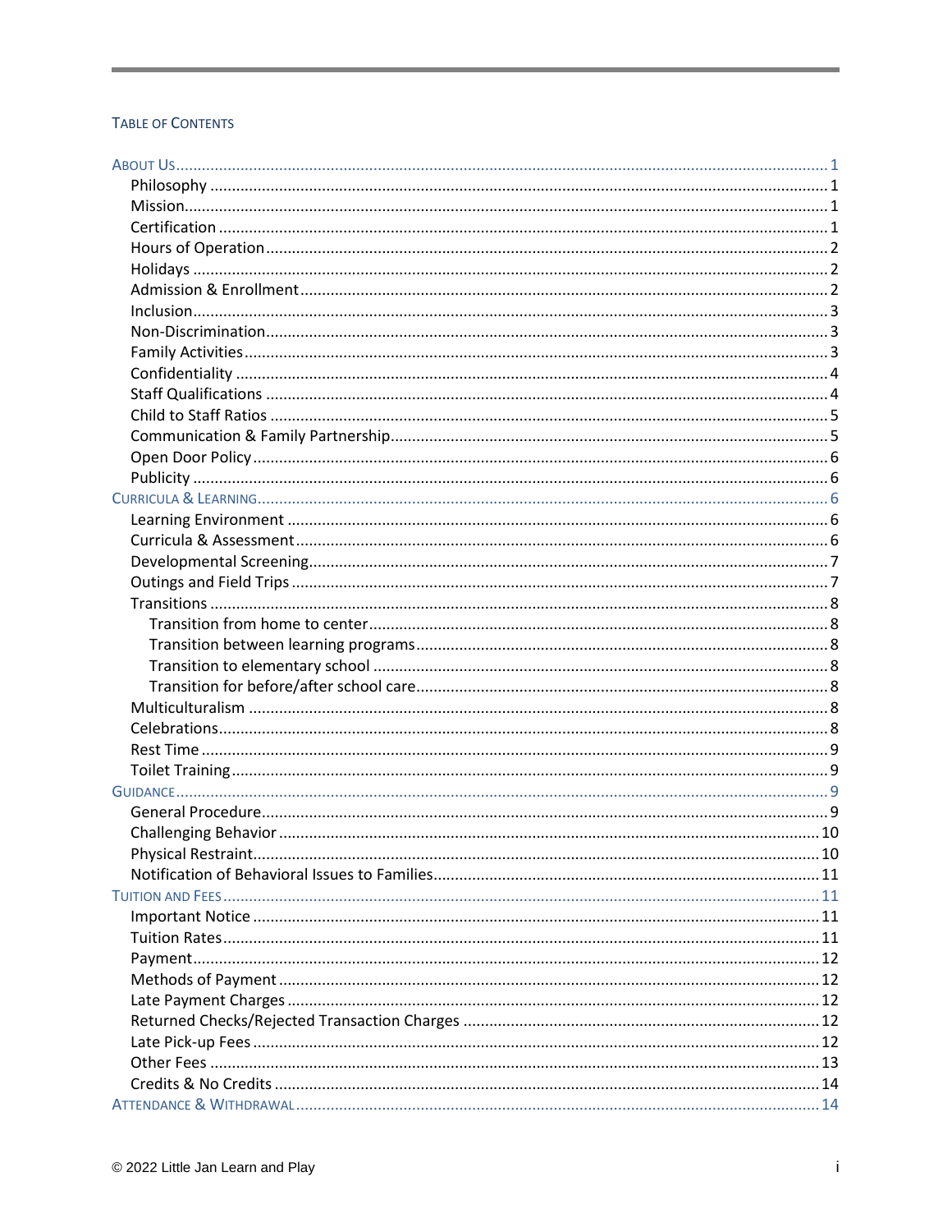## TABLE OF CONTENTS

- ABOUT US ..... 1
  - Philosophy ..... 1
  - Mission ..... 1
  - Certification ..... 1
  - Hours of Operation ..... 2
  - Holidays ..... 2
  - Admission & Enrollment ..... 2
  - Inclusion ..... 3
  - Non-Discrimination ..... 3
  - Family Activities ..... 3
  - Confidentiality ..... 4
  - Staff Qualifications ..... 4
  - Child to Staff Ratios ..... 5
  - Communication & Family Partnership ..... 5
  - Open Door Policy ..... 6
  - Publicity ..... 6
- CURRICULA & LEARNING ..... 6
  - Learning Environment ..... 6
  - Curricula & Assessment ..... 6
  - Developmental Screening ..... 7
  - Outings and Field Trips ..... 7
  - Transitions ..... 8
    - Transition from home to center ..... 8
    - Transition between learning programs ..... 8
    - Transition to elementary school ..... 8
    - Transition for before/after school care ..... 8
  - Multiculturalism ..... 8
  - Celebrations ..... 8
  - Rest Time ..... 9
  - Toilet Training ..... 9
- GUIDANCE ..... 9
  - General Procedure ..... 9
  - Challenging Behavior ..... 10
  - Physical Restraint ..... 10
  - Notification of Behavioral Issues to Families ..... 11
- TUITION AND FEES ..... 11
  - Important Notice ..... 11
  - Tuition Rates ..... 11
  - Payment ..... 12
  - Methods of Payment ..... 12
  - Late Payment Charges ..... 12
  - Returned Checks/Rejected Transaction Charges ..... 12
  - Late Pick-up Fees ..... 12
  - Other Fees ..... 13
  - Credits & No Credits ..... 14
- ATTENDANCE & WITHDRAWAL ..... 14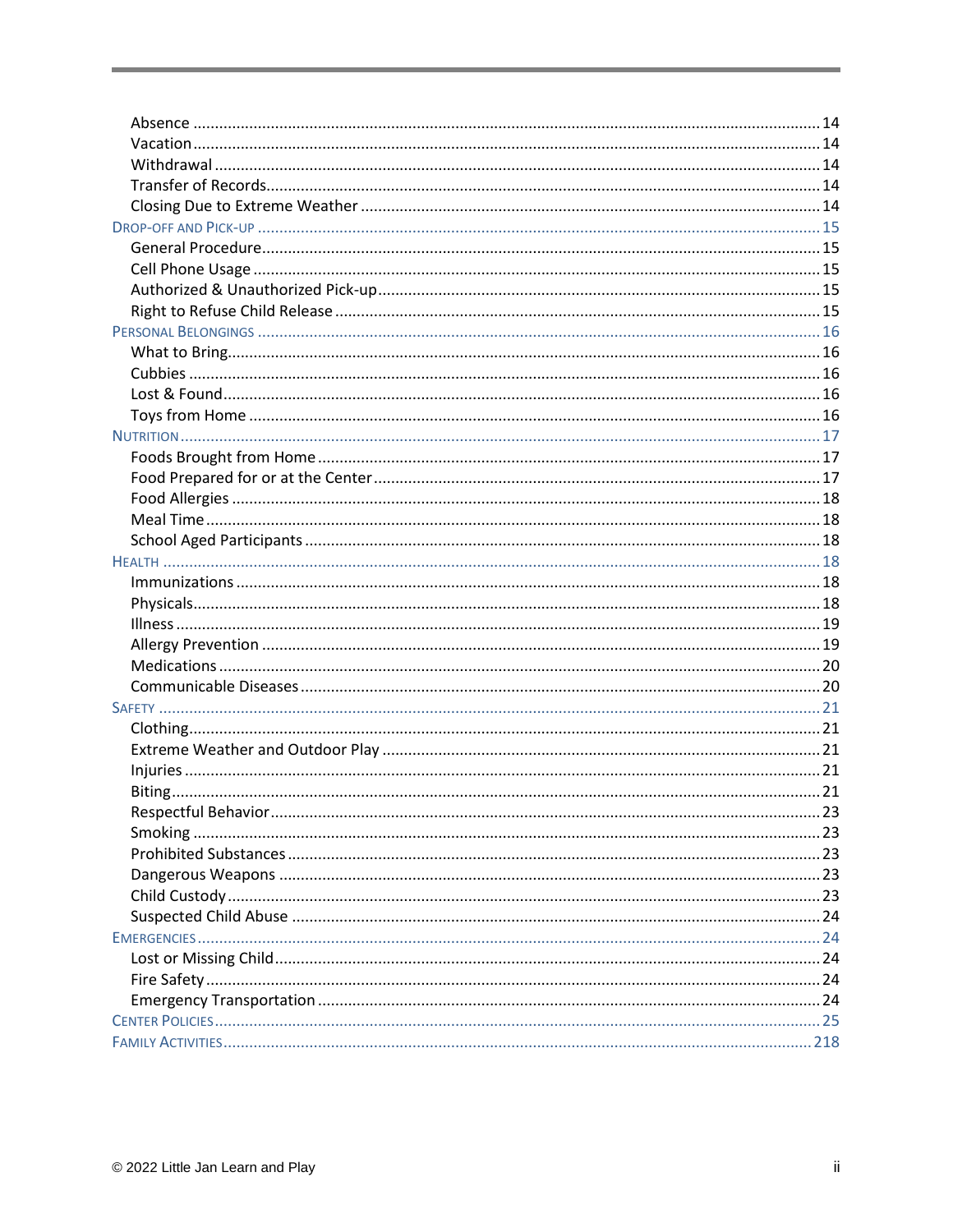- Absence .......... 14
- Vacation .......... 14
- Withdrawal .......... 14
- Transfer of Records .......... 14
- Closing Due to Extreme Weather .......... 14

Drop-off and Pick-up .......... 15

- General Procedure .......... 15
- Cell Phone Usage .......... 15
- Authorized & Unauthorized Pick-up .......... 15
- Right to Refuse Child Release .......... 15

Personal Belongings .......... 16

- What to Bring .......... 16
- Cubbies .......... 16
- Lost & Found .......... 16
- Toys from Home .......... 16

Nutrition .......... 17

- Foods Brought from Home .......... 17
- Food Prepared for or at the Center .......... 17
- Food Allergies .......... 18
- Meal Time .......... 18
- School Aged Participants .......... 18

Health .......... 18

- Immunizations .......... 18
- Physicals .......... 18
- Illness .......... 19
- Allergy Prevention .......... 19
- Medications .......... 20
- Communicable Diseases .......... 20

Safety .......... 21

- Clothing .......... 21
- Extreme Weather and Outdoor Play .......... 21
- Injuries .......... 21
- Biting .......... 21
- Respectful Behavior .......... 23
- Smoking .......... 23
- Prohibited Substances .......... 23
- Dangerous Weapons .......... 23
- Child Custody .......... 23
- Suspected Child Abuse .......... 24

Emergencies .......... 24

- Lost or Missing Child .......... 24
- Fire Safety .......... 24
- Emergency Transportation .......... 24

Center Policies .......... 25

Family Activities .......... 218

© 2022 Little Jan Learn and Play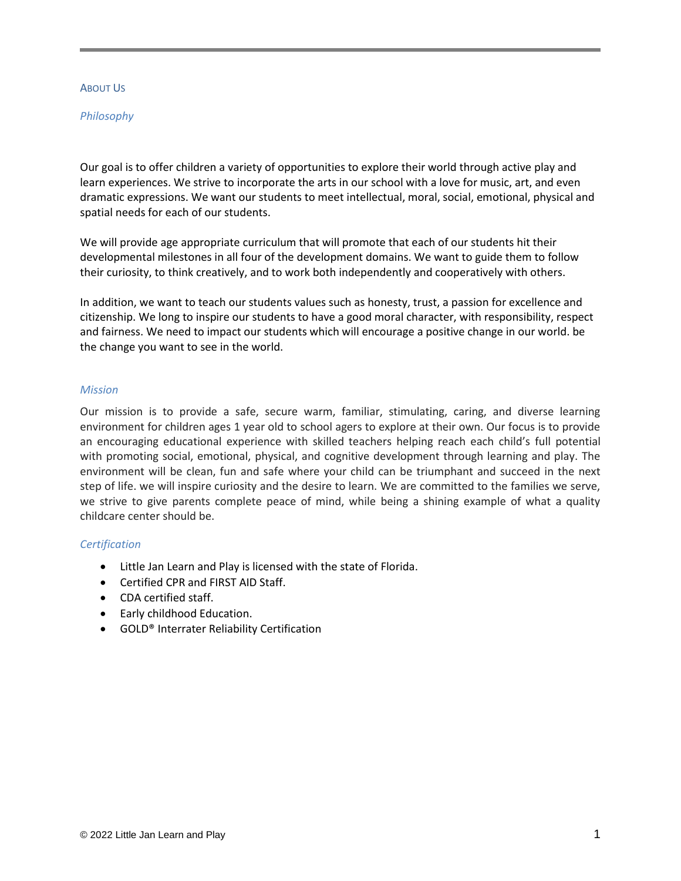# About Us

## *Philosophy*

Our goal is to offer children a variety of opportunities to explore their world through active play and learn experiences. We strive to incorporate the arts in our school with a love for music, art, and even dramatic expressions. We want our students to meet intellectual, moral, social, emotional, physical and spatial needs for each of our students.

We will provide age appropriate curriculum that will promote that each of our students hit their developmental milestones in all four of the development domains. We want to guide them to follow their curiosity, to think creatively, and to work both independently and cooperatively with others.

In addition, we want to teach our students values such as honesty, trust, a passion for excellence and citizenship. We long to inspire our students to have a good moral character, with responsibility, respect and fairness. We need to impact our students which will encourage a positive change in our world. be the change you want to see in the world.

## *Mission*

Our mission is to provide a safe, secure warm, familiar, stimulating, caring, and diverse learning environment for children ages 1 year old to school agers to explore at their own. Our focus is to provide an encouraging educational experience with skilled teachers helping reach each child's full potential with promoting social, emotional, physical, and cognitive development through learning and play. The environment will be clean, fun and safe where your child can be triumphant and succeed in the next step of life. we will inspire curiosity and the desire to learn. We are committed to the families we serve, we strive to give parents complete peace of mind, while being a shining example of what a quality childcare center should be.

## *Certification*

- Little Jan Learn and Play is licensed with the state of Florida.
- Certified CPR and FIRST AID Staff.
- CDA certified staff.
- Early childhood Education.
- GOLD® Interrater Reliability Certification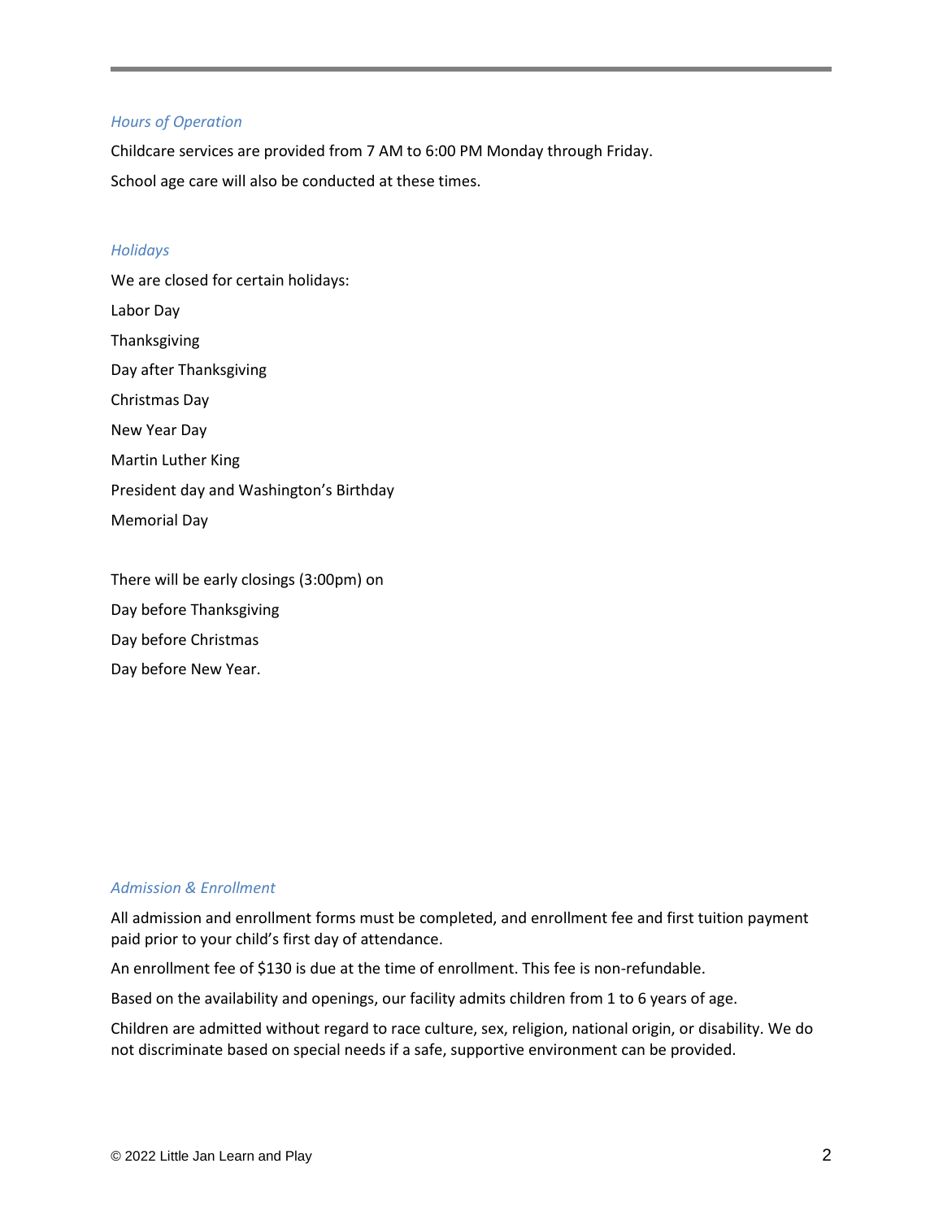### *Hours of Operation*

Childcare services are provided from 7 AM to 6:00 PM Monday through Friday.

School age care will also be conducted at these times.

### *Holidays*

We are closed for certain holidays:

Labor Day

Thanksgiving

Day after Thanksgiving

Christmas Day

New Year Day

Martin Luther King

President day and Washington's Birthday

Memorial Day

There will be early closings (3:00pm) on

Day before Thanksgiving

Day before Christmas

Day before New Year.

### *Admission & Enrollment*

All admission and enrollment forms must be completed, and enrollment fee and first tuition payment paid prior to your child's first day of attendance.

An enrollment fee of $130 is due at the time of enrollment. This fee is non-refundable.

Based on the availability and openings, our facility admits children from 1 to 6 years of age.

Children are admitted without regard to race culture, sex, religion, national origin, or disability. We do not discriminate based on special needs if a safe, supportive environment can be provided.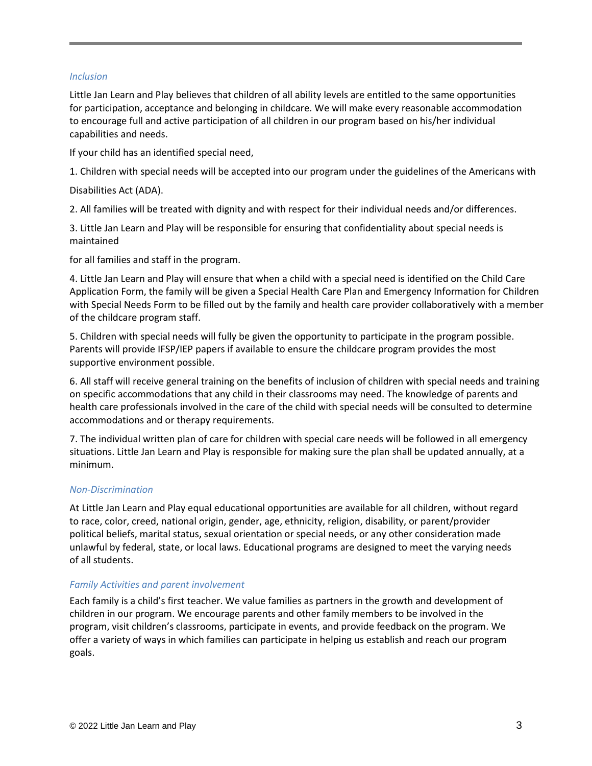### *Inclusion*

Little Jan Learn and Play believes that children of all ability levels are entitled to the same opportunities for participation, acceptance and belonging in childcare. We will make every reasonable accommodation to encourage full and active participation of all children in our program based on his/her individual capabilities and needs.

If your child has an identified special need,

1. Children with special needs will be accepted into our program under the guidelines of the Americans with Disabilities Act (ADA).

2. All families will be treated with dignity and with respect for their individual needs and/or differences.

3. Little Jan Learn and Play will be responsible for ensuring that confidentiality about special needs is maintained for all families and staff in the program.

4. Little Jan Learn and Play will ensure that when a child with a special need is identified on the Child Care Application Form, the family will be given a Special Health Care Plan and Emergency Information for Children with Special Needs Form to be filled out by the family and health care provider collaboratively with a member of the childcare program staff.

5. Children with special needs will fully be given the opportunity to participate in the program possible. Parents will provide IFSP/IEP papers if available to ensure the childcare program provides the most supportive environment possible.

6. All staff will receive general training on the benefits of inclusion of children with special needs and training on specific accommodations that any child in their classrooms may need. The knowledge of parents and health care professionals involved in the care of the child with special needs will be consulted to determine accommodations and or therapy requirements.

7. The individual written plan of care for children with special care needs will be followed in all emergency situations. Little Jan Learn and Play is responsible for making sure the plan shall be updated annually, at a minimum.

### *Non-Discrimination*

At Little Jan Learn and Play equal educational opportunities are available for all children, without regard to race, color, creed, national origin, gender, age, ethnicity, religion, disability, or parent/provider political beliefs, marital status, sexual orientation or special needs, or any other consideration made unlawful by federal, state, or local laws. Educational programs are designed to meet the varying needs of all students.

### *Family Activities and parent involvement*

Each family is a child's first teacher. We value families as partners in the growth and development of children in our program. We encourage parents and other family members to be involved in the program, visit children's classrooms, participate in events, and provide feedback on the program. We offer a variety of ways in which families can participate in helping us establish and reach our program goals.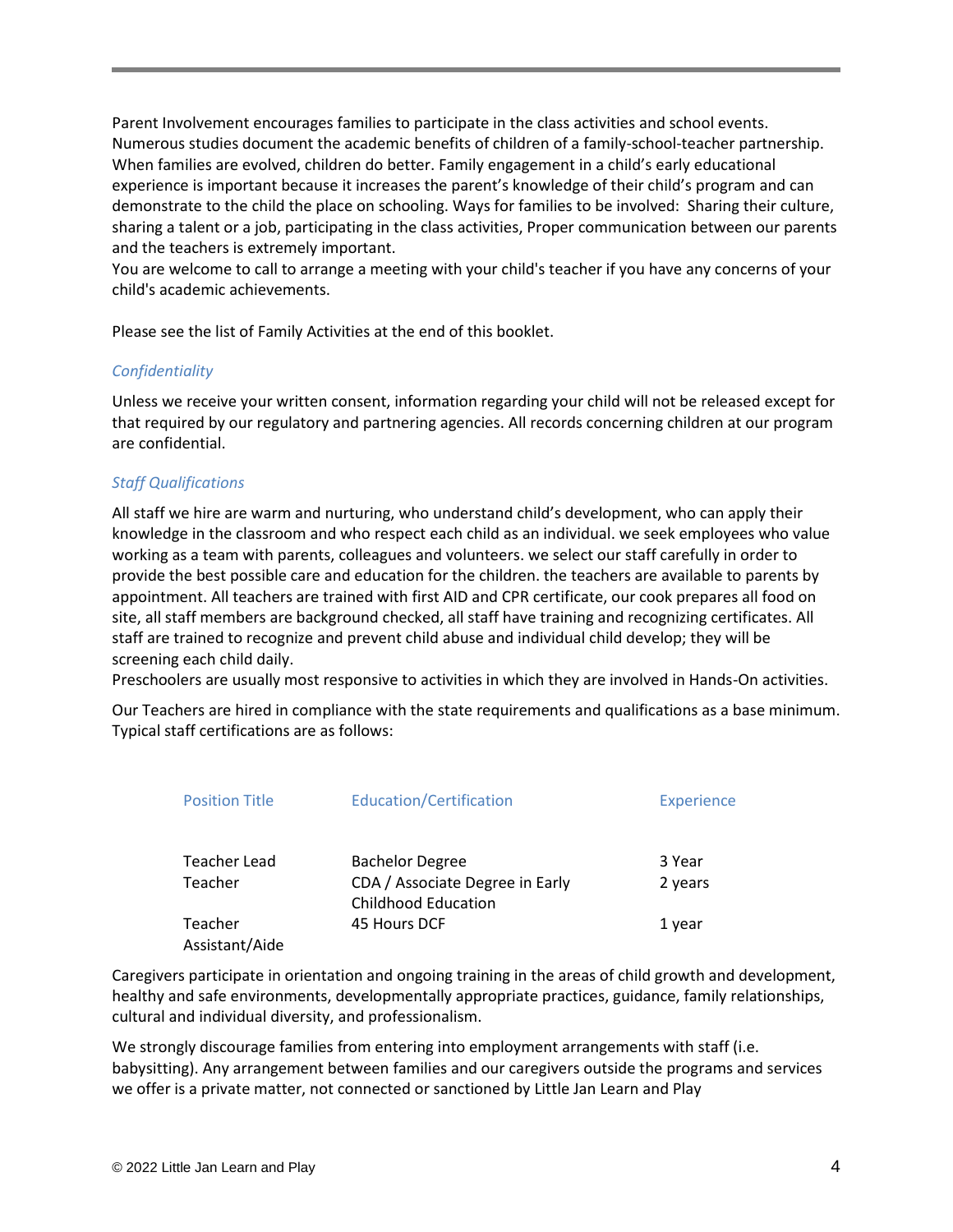Parent Involvement encourages families to participate in the class activities and school events. Numerous studies document the academic benefits of children of a family-school-teacher partnership. When families are evolved, children do better. Family engagement in a child's early educational experience is important because it increases the parent's knowledge of their child's program and can demonstrate to the child the place on schooling. Ways for families to be involved: Sharing their culture, sharing a talent or a job, participating in the class activities, Proper communication between our parents and the teachers is extremely important.
You are welcome to call to arrange a meeting with your child's teacher if you have any concerns of your child's academic achievements.

Please see the list of Family Activities at the end of this booklet.

### *Confidentiality*

Unless we receive your written consent, information regarding your child will not be released except for that required by our regulatory and partnering agencies. All records concerning children at our program are confidential.

### *Staff Qualifications*

All staff we hire are warm and nurturing, who understand child's development, who can apply their knowledge in the classroom and who respect each child as an individual. we seek employees who value working as a team with parents, colleagues and volunteers. we select our staff carefully in order to provide the best possible care and education for the children. the teachers are available to parents by appointment. All teachers are trained with first AID and CPR certificate, our cook prepares all food on site, all staff members are background checked, all staff have training and recognizing certificates. All staff are trained to recognize and prevent child abuse and individual child develop; they will be screening each child daily.
Preschoolers are usually most responsive to activities in which they are involved in Hands-On activities.

Our Teachers are hired in compliance with the state requirements and qualifications as a base minimum. Typical staff certifications are as follows:

| Position Title | Education/Certification | Experience |
|---|---|---|
| Teacher Lead | Bachelor Degree | 3 Year |
| Teacher | CDA / Associate Degree in Early Childhood Education | 2 years |
| Teacher Assistant/Aide | 45 Hours DCF | 1 year |

Caregivers participate in orientation and ongoing training in the areas of child growth and development, healthy and safe environments, developmentally appropriate practices, guidance, family relationships, cultural and individual diversity, and professionalism.

We strongly discourage families from entering into employment arrangements with staff (i.e. babysitting). Any arrangement between families and our caregivers outside the programs and services we offer is a private matter, not connected or sanctioned by Little Jan Learn and Play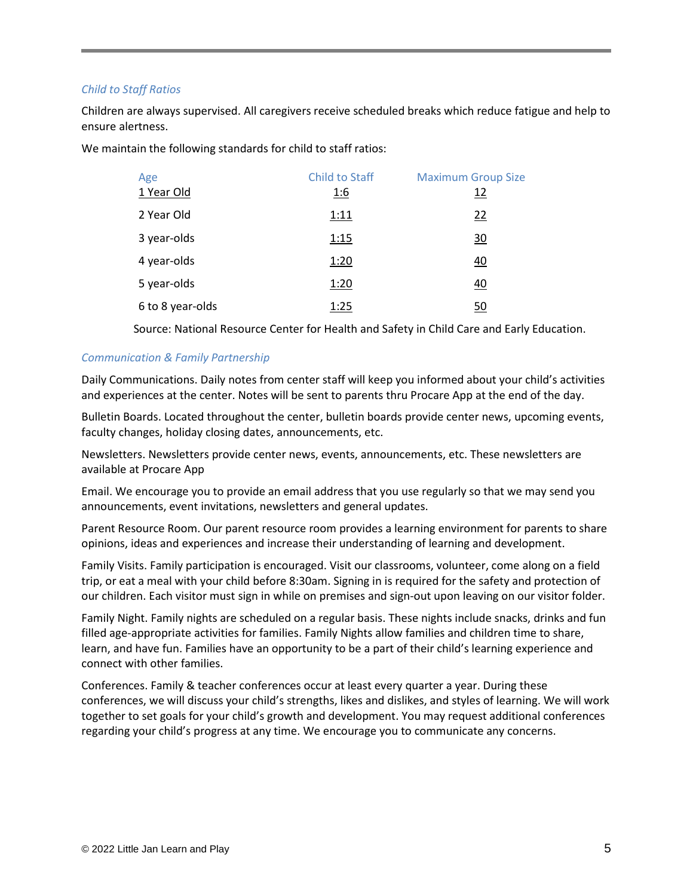*Child to Staff Ratios*

Children are always supervised. All caregivers receive scheduled breaks which reduce fatigue and help to ensure alertness.

We maintain the following standards for child to staff ratios:

| Age | Child to Staff | Maximum Group Size |
|---|---|---|
| 1 Year Old | 1:6 | 12 |
| 2 Year Old | 1:11 | 22 |
| 3 year-olds | 1:15 | 30 |
| 4 year-olds | 1:20 | 40 |
| 5 year-olds | 1:20 | 40 |
| 6 to 8 year-olds | 1:25 | 50 |

Source: National Resource Center for Health and Safety in Child Care and Early Education.

*Communication & Family Partnership*

Daily Communications. Daily notes from center staff will keep you informed about your child's activities and experiences at the center. Notes will be sent to parents thru Procare App at the end of the day.

Bulletin Boards. Located throughout the center, bulletin boards provide center news, upcoming events, faculty changes, holiday closing dates, announcements, etc.

Newsletters. Newsletters provide center news, events, announcements, etc. These newsletters are available at Procare App

Email. We encourage you to provide an email address that you use regularly so that we may send you announcements, event invitations, newsletters and general updates.

Parent Resource Room. Our parent resource room provides a learning environment for parents to share opinions, ideas and experiences and increase their understanding of learning and development.

Family Visits. Family participation is encouraged. Visit our classrooms, volunteer, come along on a field trip, or eat a meal with your child before 8:30am. Signing in is required for the safety and protection of our children. Each visitor must sign in while on premises and sign-out upon leaving on our visitor folder.

Family Night. Family nights are scheduled on a regular basis. These nights include snacks, drinks and fun filled age-appropriate activities for families. Family Nights allow families and children time to share, learn, and have fun. Families have an opportunity to be a part of their child's learning experience and connect with other families.

Conferences. Family & teacher conferences occur at least every quarter a year. During these conferences, we will discuss your child's strengths, likes and dislikes, and styles of learning. We will work together to set goals for your child's growth and development. You may request additional conferences regarding your child's progress at any time. We encourage you to communicate any concerns.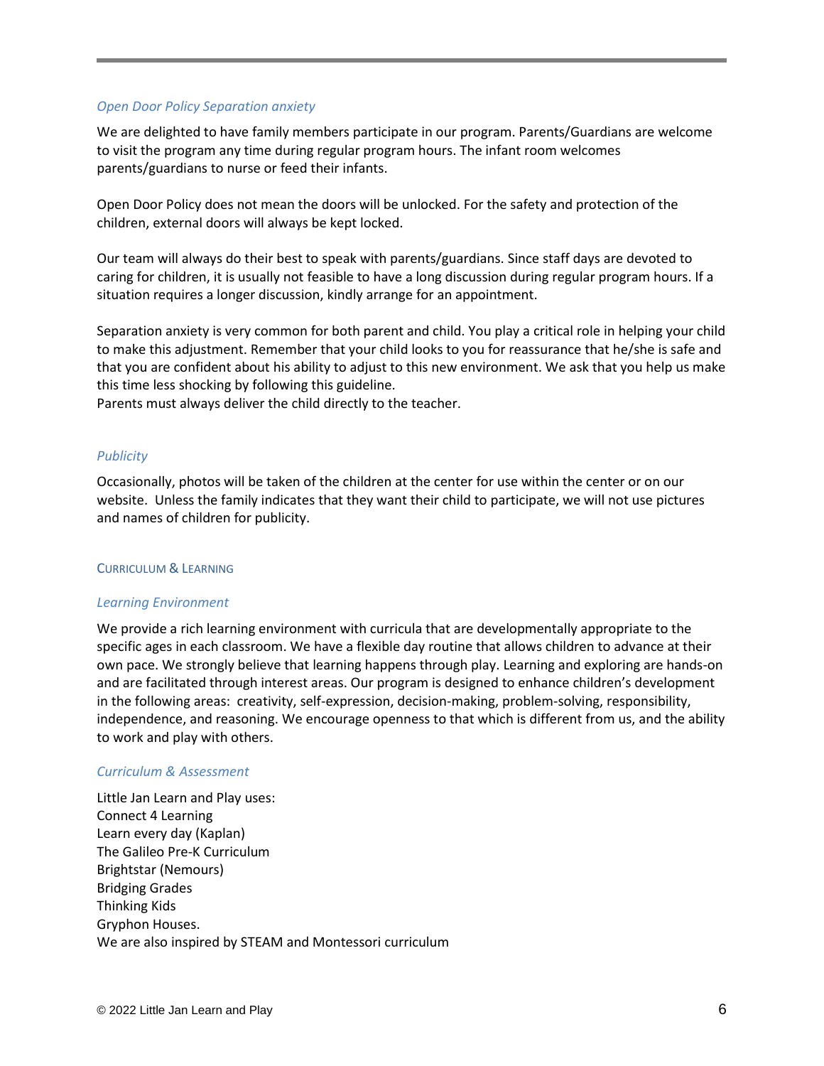### *Open Door Policy Separation anxiety*

We are delighted to have family members participate in our program. Parents/Guardians are welcome to visit the program any time during regular program hours. The infant room welcomes parents/guardians to nurse or feed their infants.

Open Door Policy does not mean the doors will be unlocked. For the safety and protection of the children, external doors will always be kept locked.

Our team will always do their best to speak with parents/guardians. Since staff days are devoted to caring for children, it is usually not feasible to have a long discussion during regular program hours. If a situation requires a longer discussion, kindly arrange for an appointment.

Separation anxiety is very common for both parent and child. You play a critical role in helping your child to make this adjustment. Remember that your child looks to you for reassurance that he/she is safe and that you are confident about his ability to adjust to this new environment. We ask that you help us make this time less shocking by following this guideline.
Parents must always deliver the child directly to the teacher.

### *Publicity*

Occasionally, photos will be taken of the children at the center for use within the center or on our website. Unless the family indicates that they want their child to participate, we will not use pictures and names of children for publicity.

## Curriculum & Learning

### *Learning Environment*

We provide a rich learning environment with curricula that are developmentally appropriate to the specific ages in each classroom. We have a flexible day routine that allows children to advance at their own pace. We strongly believe that learning happens through play. Learning and exploring are hands-on and are facilitated through interest areas. Our program is designed to enhance children's development in the following areas: creativity, self-expression, decision-making, problem-solving, responsibility, independence, and reasoning. We encourage openness to that which is different from us, and the ability to work and play with others.

### *Curriculum & Assessment*

Little Jan Learn and Play uses:
Connect 4 Learning
Learn every day (Kaplan)
The Galileo Pre-K Curriculum
Brightstar (Nemours)
Bridging Grades
Thinking Kids
Gryphon Houses.
We are also inspired by STEAM and Montessori curriculum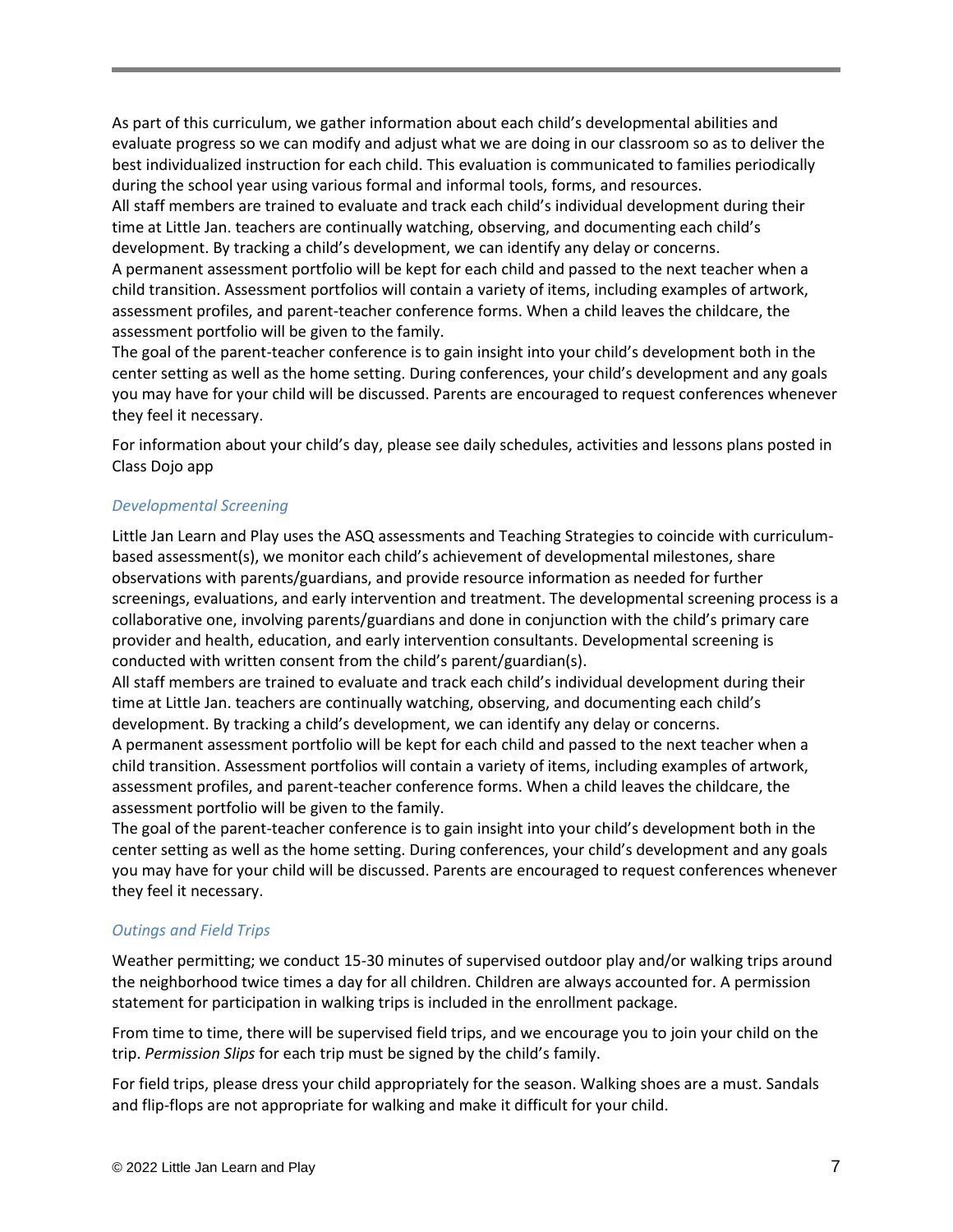As part of this curriculum, we gather information about each child's developmental abilities and evaluate progress so we can modify and adjust what we are doing in our classroom so as to deliver the best individualized instruction for each child. This evaluation is communicated to families periodically during the school year using various formal and informal tools, forms, and resources.
All staff members are trained to evaluate and track each child's individual development during their time at Little Jan. teachers are continually watching, observing, and documenting each child's development. By tracking a child's development, we can identify any delay or concerns.
A permanent assessment portfolio will be kept for each child and passed to the next teacher when a child transition. Assessment portfolios will contain a variety of items, including examples of artwork, assessment profiles, and parent-teacher conference forms. When a child leaves the childcare, the assessment portfolio will be given to the family.
The goal of the parent-teacher conference is to gain insight into your child's development both in the center setting as well as the home setting. During conferences, your child's development and any goals you may have for your child will be discussed. Parents are encouraged to request conferences whenever they feel it necessary.

For information about your child's day, please see daily schedules, activities and lessons plans posted in Class Dojo app

### *Developmental Screening*

Little Jan Learn and Play uses the ASQ assessments and Teaching Strategies to coincide with curriculum-based assessment(s), we monitor each child's achievement of developmental milestones, share observations with parents/guardians, and provide resource information as needed for further screenings, evaluations, and early intervention and treatment. The developmental screening process is a collaborative one, involving parents/guardians and done in conjunction with the child's primary care provider and health, education, and early intervention consultants. Developmental screening is conducted with written consent from the child's parent/guardian(s).
All staff members are trained to evaluate and track each child's individual development during their time at Little Jan. teachers are continually watching, observing, and documenting each child's development. By tracking a child's development, we can identify any delay or concerns.
A permanent assessment portfolio will be kept for each child and passed to the next teacher when a child transition. Assessment portfolios will contain a variety of items, including examples of artwork, assessment profiles, and parent-teacher conference forms. When a child leaves the childcare, the assessment portfolio will be given to the family.
The goal of the parent-teacher conference is to gain insight into your child's development both in the center setting as well as the home setting. During conferences, your child's development and any goals you may have for your child will be discussed. Parents are encouraged to request conferences whenever they feel it necessary.

### *Outings and Field Trips*

Weather permitting; we conduct 15-30 minutes of supervised outdoor play and/or walking trips around the neighborhood twice times a day for all children. Children are always accounted for. A permission statement for participation in walking trips is included in the enrollment package.

From time to time, there will be supervised field trips, and we encourage you to join your child on the trip. *Permission Slips* for each trip must be signed by the child's family.

For field trips, please dress your child appropriately for the season. Walking shoes are a must. Sandals and flip-flops are not appropriate for walking and make it difficult for your child.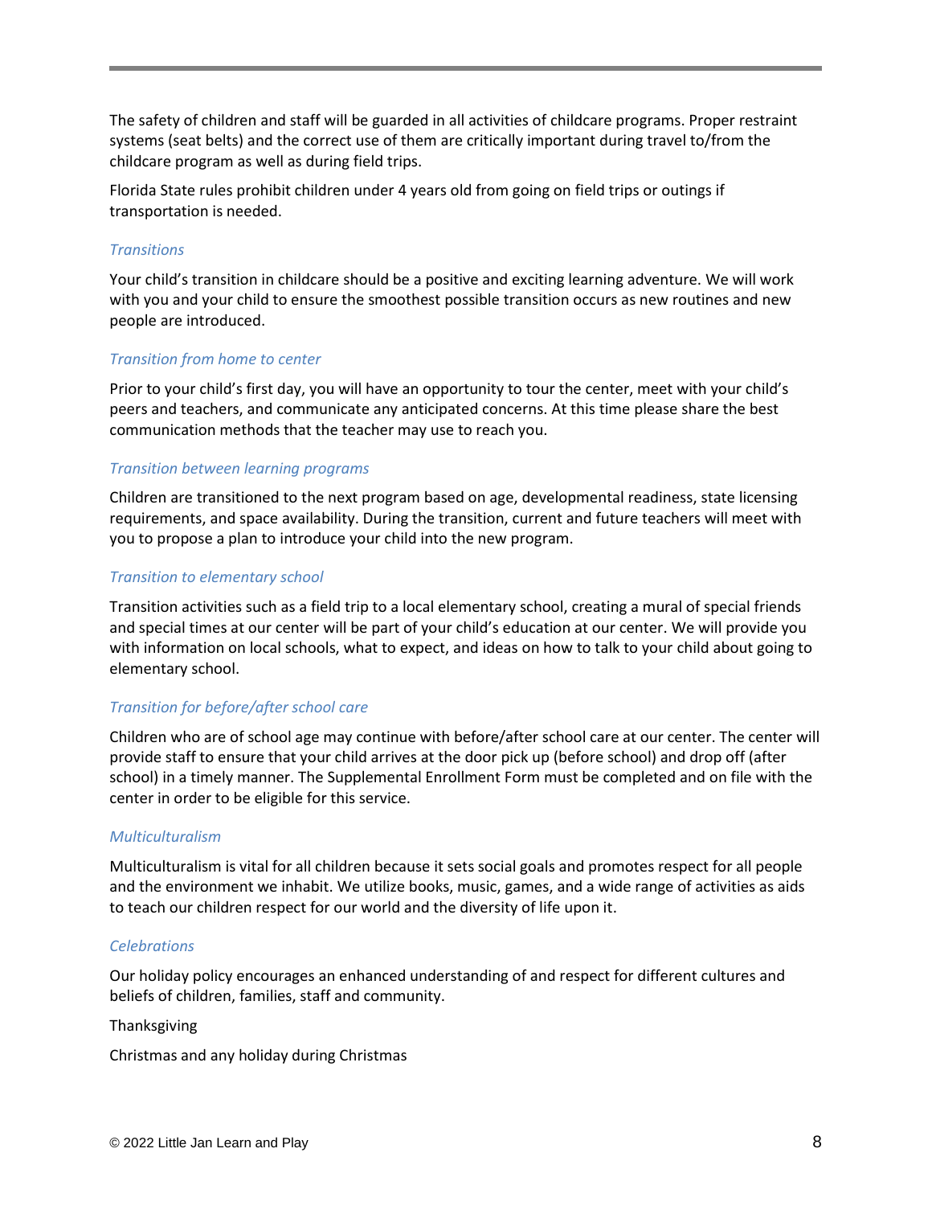The safety of children and staff will be guarded in all activities of childcare programs. Proper restraint systems (seat belts) and the correct use of them are critically important during travel to/from the childcare program as well as during field trips.

Florida State rules prohibit children under 4 years old from going on field trips or outings if transportation is needed.

### *Transitions*

Your child's transition in childcare should be a positive and exciting learning adventure. We will work with you and your child to ensure the smoothest possible transition occurs as new routines and new people are introduced.

### *Transition from home to center*

Prior to your child's first day, you will have an opportunity to tour the center, meet with your child's peers and teachers, and communicate any anticipated concerns. At this time please share the best communication methods that the teacher may use to reach you.

### *Transition between learning programs*

Children are transitioned to the next program based on age, developmental readiness, state licensing requirements, and space availability. During the transition, current and future teachers will meet with you to propose a plan to introduce your child into the new program.

### *Transition to elementary school*

Transition activities such as a field trip to a local elementary school, creating a mural of special friends and special times at our center will be part of your child's education at our center. We will provide you with information on local schools, what to expect, and ideas on how to talk to your child about going to elementary school.

### *Transition for before/after school care*

Children who are of school age may continue with before/after school care at our center. The center will provide staff to ensure that your child arrives at the door pick up (before school) and drop off (after school) in a timely manner. The Supplemental Enrollment Form must be completed and on file with the center in order to be eligible for this service.

### *Multiculturalism*

Multiculturalism is vital for all children because it sets social goals and promotes respect for all people and the environment we inhabit. We utilize books, music, games, and a wide range of activities as aids to teach our children respect for our world and the diversity of life upon it.

### *Celebrations*

Our holiday policy encourages an enhanced understanding of and respect for different cultures and beliefs of children, families, staff and community.

Thanksgiving

Christmas and any holiday during Christmas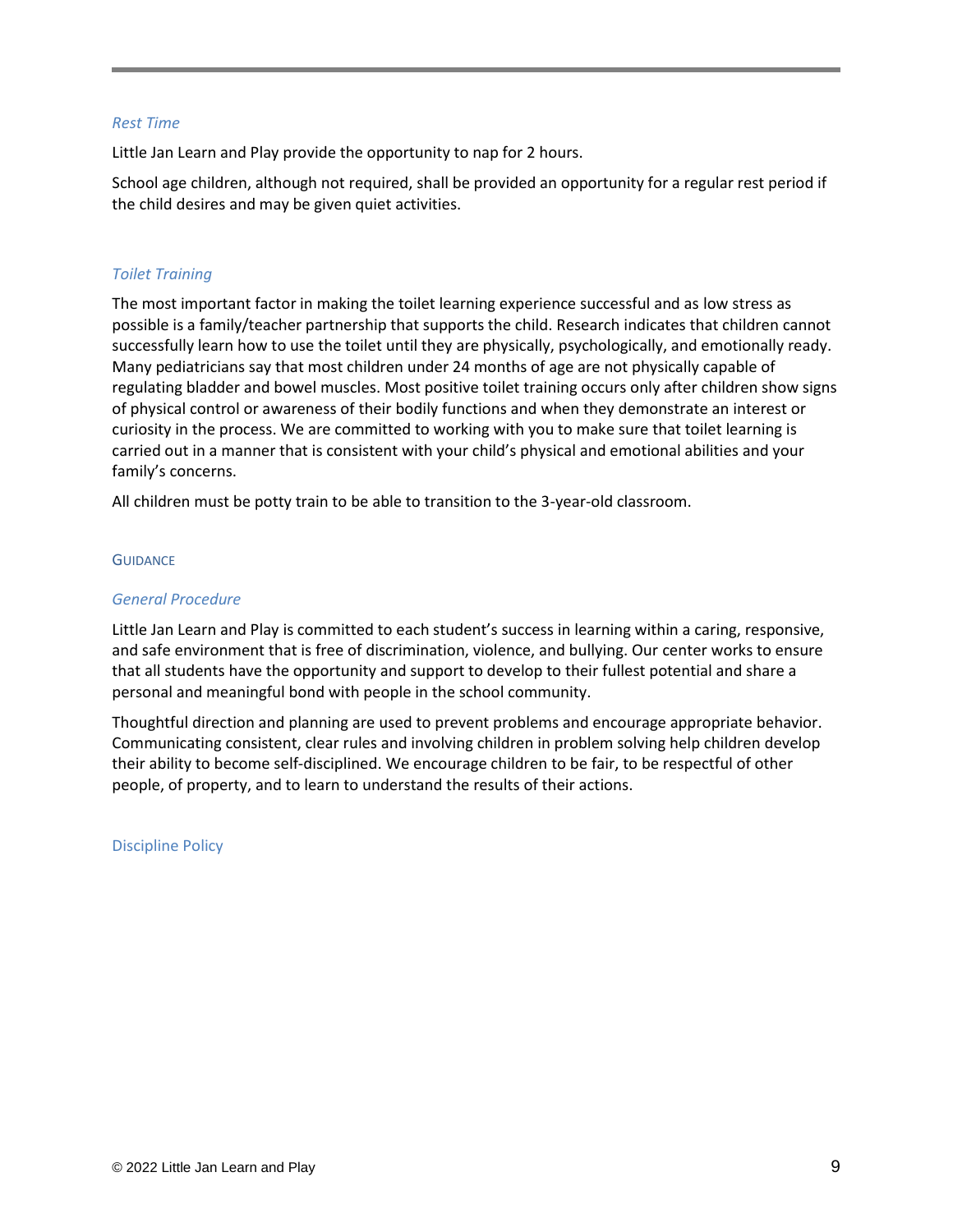### *Rest Time*

Little Jan Learn and Play provide the opportunity to nap for 2 hours.

School age children, although not required, shall be provided an opportunity for a regular rest period if the child desires and may be given quiet activities.

### *Toilet Training*

The most important factor in making the toilet learning experience successful and as low stress as possible is a family/teacher partnership that supports the child. Research indicates that children cannot successfully learn how to use the toilet until they are physically, psychologically, and emotionally ready. Many pediatricians say that most children under 24 months of age are not physically capable of regulating bladder and bowel muscles. Most positive toilet training occurs only after children show signs of physical control or awareness of their bodily functions and when they demonstrate an interest or curiosity in the process. We are committed to working with you to make sure that toilet learning is carried out in a manner that is consistent with your child's physical and emotional abilities and your family's concerns.

All children must be potty train to be able to transition to the 3-year-old classroom.

## GUIDANCE

### *General Procedure*

Little Jan Learn and Play is committed to each student's success in learning within a caring, responsive, and safe environment that is free of discrimination, violence, and bullying. Our center works to ensure that all students have the opportunity and support to develop to their fullest potential and share a personal and meaningful bond with people in the school community.

Thoughtful direction and planning are used to prevent problems and encourage appropriate behavior. Communicating consistent, clear rules and involving children in problem solving help children develop their ability to become self-disciplined. We encourage children to be fair, to be respectful of other people, of property, and to learn to understand the results of their actions.

### Discipline Policy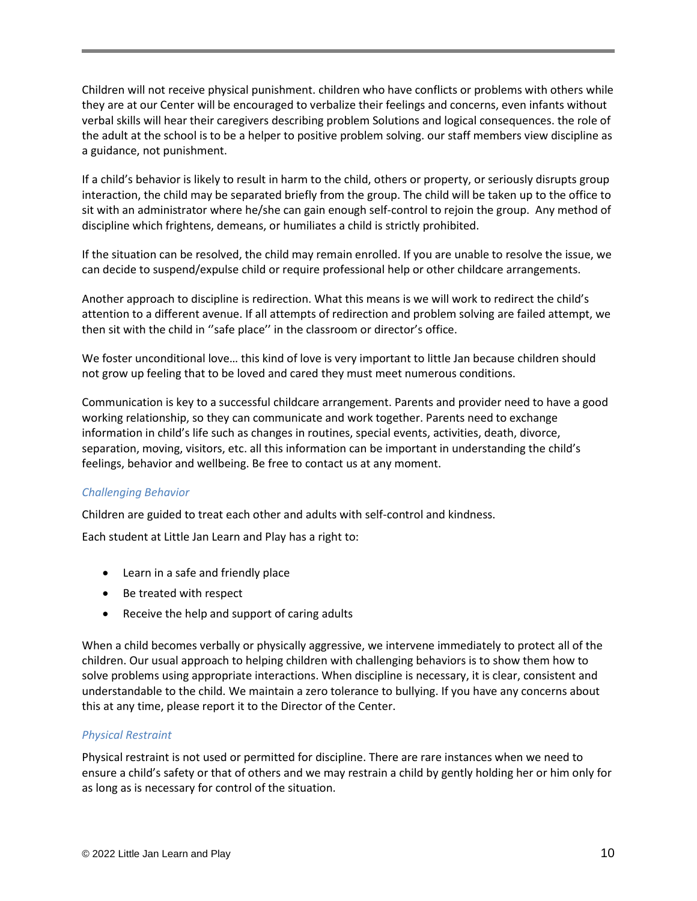Children will not receive physical punishment. children who have conflicts or problems with others while they are at our Center will be encouraged to verbalize their feelings and concerns, even infants without verbal skills will hear their caregivers describing problem Solutions and logical consequences. the role of the adult at the school is to be a helper to positive problem solving. our staff members view discipline as a guidance, not punishment.

If a child's behavior is likely to result in harm to the child, others or property, or seriously disrupts group interaction, the child may be separated briefly from the group. The child will be taken up to the office to sit with an administrator where he/she can gain enough self-control to rejoin the group. Any method of discipline which frightens, demeans, or humiliates a child is strictly prohibited.

If the situation can be resolved, the child may remain enrolled. If you are unable to resolve the issue, we can decide to suspend/expulse child or require professional help or other childcare arrangements.

Another approach to discipline is redirection. What this means is we will work to redirect the child's attention to a different avenue. If all attempts of redirection and problem solving are failed attempt, we then sit with the child in ''safe place'' in the classroom or director's office.

We foster unconditional love… this kind of love is very important to little Jan because children should not grow up feeling that to be loved and cared they must meet numerous conditions.

Communication is key to a successful childcare arrangement. Parents and provider need to have a good working relationship, so they can communicate and work together. Parents need to exchange information in child's life such as changes in routines, special events, activities, death, divorce, separation, moving, visitors, etc. all this information can be important in understanding the child's feelings, behavior and wellbeing. Be free to contact us at any moment.

### *Challenging Behavior*

Children are guided to treat each other and adults with self-control and kindness.

Each student at Little Jan Learn and Play has a right to:

- Learn in a safe and friendly place
- Be treated with respect
- Receive the help and support of caring adults

When a child becomes verbally or physically aggressive, we intervene immediately to protect all of the children. Our usual approach to helping children with challenging behaviors is to show them how to solve problems using appropriate interactions. When discipline is necessary, it is clear, consistent and understandable to the child. We maintain a zero tolerance to bullying. If you have any concerns about this at any time, please report it to the Director of the Center.

### *Physical Restraint*

Physical restraint is not used or permitted for discipline. There are rare instances when we need to ensure a child's safety or that of others and we may restrain a child by gently holding her or him only for as long as is necessary for control of the situation.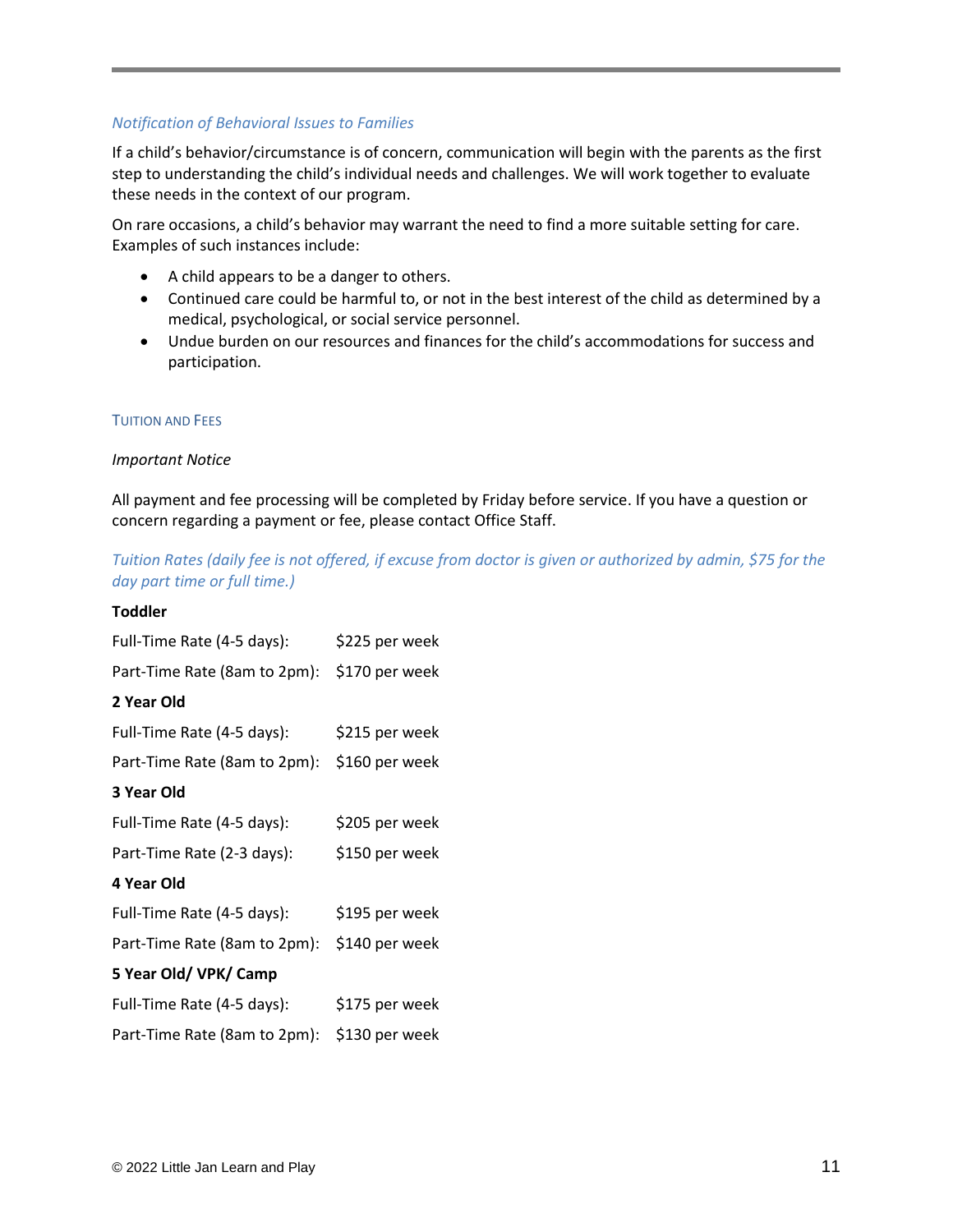### *Notification of Behavioral Issues to Families*

If a child's behavior/circumstance is of concern, communication will begin with the parents as the first step to understanding the child's individual needs and challenges. We will work together to evaluate these needs in the context of our program.

On rare occasions, a child's behavior may warrant the need to find a more suitable setting for care. Examples of such instances include:

- A child appears to be a danger to others.
- Continued care could be harmful to, or not in the best interest of the child as determined by a medical, psychological, or social service personnel.
- Undue burden on our resources and finances for the child's accommodations for success and participation.

## Tuition and Fees

*Important Notice*

All payment and fee processing will be completed by Friday before service. If you have a question or concern regarding a payment or fee, please contact Office Staff.

### *Tuition Rates (daily fee is not offered, if excuse from doctor is given or authorized by admin, $75 for the day part time or full time.)*

**Toddler**

Full-Time Rate (4-5 days): $225 per week

Part-Time Rate (8am to 2pm): $170 per week

**2 Year Old**

Full-Time Rate (4-5 days): $215 per week

Part-Time Rate (8am to 2pm): $160 per week

**3 Year Old**

Full-Time Rate (4-5 days): $205 per week

Part-Time Rate (2-3 days): $150 per week

**4 Year Old**

Full-Time Rate (4-5 days): $195 per week

Part-Time Rate (8am to 2pm): $140 per week

**5 Year Old/ VPK/ Camp**

Full-Time Rate (4-5 days): $175 per week

Part-Time Rate (8am to 2pm): $130 per week

© 2022 Little Jan Learn and Play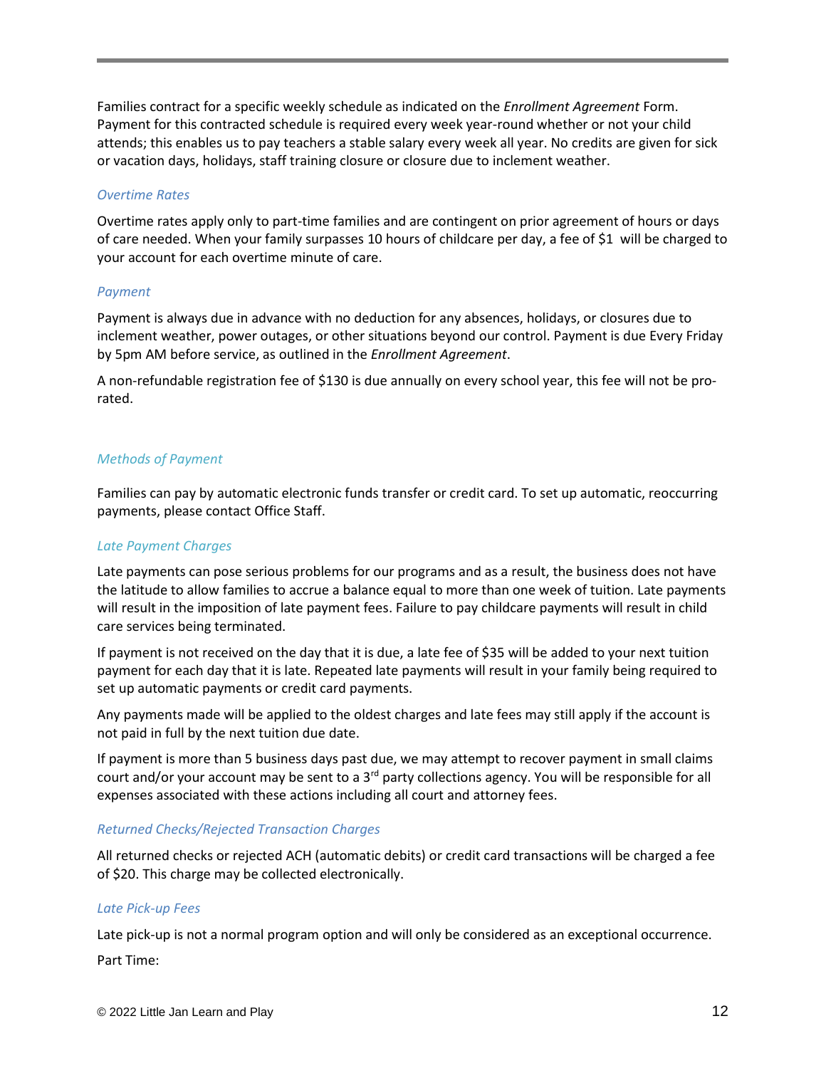Families contract for a specific weekly schedule as indicated on the *Enrollment Agreement* Form. Payment for this contracted schedule is required every week year-round whether or not your child attends; this enables us to pay teachers a stable salary every week all year. No credits are given for sick or vacation days, holidays, staff training closure or closure due to inclement weather.

### *Overtime Rates*

Overtime rates apply only to part-time families and are contingent on prior agreement of hours or days of care needed. When your family surpasses 10 hours of childcare per day, a fee of $1 will be charged to your account for each overtime minute of care.

### *Payment*

Payment is always due in advance with no deduction for any absences, holidays, or closures due to inclement weather, power outages, or other situations beyond our control. Payment is due Every Friday by 5pm AM before service, as outlined in the *Enrollment Agreement*.

A non-refundable registration fee of $130 is due annually on every school year, this fee will not be pro-rated.

### *Methods of Payment*

Families can pay by automatic electronic funds transfer or credit card. To set up automatic, reoccurring payments, please contact Office Staff.

### *Late Payment Charges*

Late payments can pose serious problems for our programs and as a result, the business does not have the latitude to allow families to accrue a balance equal to more than one week of tuition. Late payments will result in the imposition of late payment fees. Failure to pay childcare payments will result in child care services being terminated.

If payment is not received on the day that it is due, a late fee of $35 will be added to your next tuition payment for each day that it is late. Repeated late payments will result in your family being required to set up automatic payments or credit card payments.

Any payments made will be applied to the oldest charges and late fees may still apply if the account is not paid in full by the next tuition due date.

If payment is more than 5 business days past due, we may attempt to recover payment in small claims court and/or your account may be sent to a 3rd party collections agency. You will be responsible for all expenses associated with these actions including all court and attorney fees.

### *Returned Checks/Rejected Transaction Charges*

All returned checks or rejected ACH (automatic debits) or credit card transactions will be charged a fee of $20. This charge may be collected electronically.

### *Late Pick-up Fees*

Late pick-up is not a normal program option and will only be considered as an exceptional occurrence.

Part Time: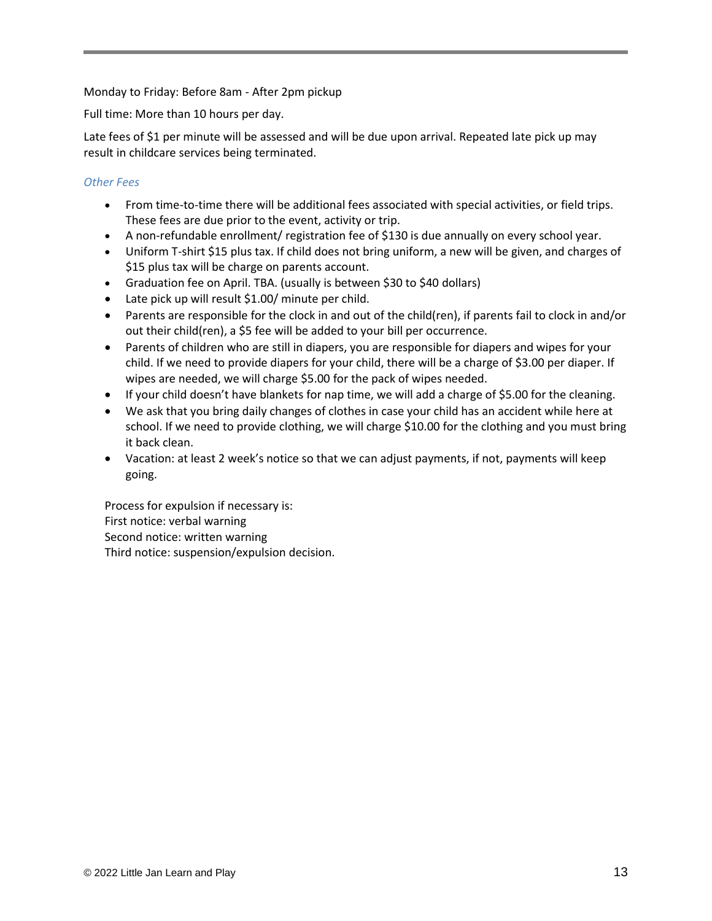Monday to Friday: Before 8am - After 2pm pickup

Full time: More than 10 hours per day.

Late fees of $1 per minute will be assessed and will be due upon arrival. Repeated late pick up may result in childcare services being terminated.

### *Other Fees*

- From time-to-time there will be additional fees associated with special activities, or field trips. These fees are due prior to the event, activity or trip.
- A non-refundable enrollment/ registration fee of $130 is due annually on every school year.
- Uniform T-shirt $15 plus tax. If child does not bring uniform, a new will be given, and charges of $15 plus tax will be charge on parents account.
- Graduation fee on April. TBA. (usually is between $30 to $40 dollars)
- Late pick up will result $1.00/ minute per child.
- Parents are responsible for the clock in and out of the child(ren), if parents fail to clock in and/or out their child(ren), a $5 fee will be added to your bill per occurrence.
- Parents of children who are still in diapers, you are responsible for diapers and wipes for your child. If we need to provide diapers for your child, there will be a charge of $3.00 per diaper. If wipes are needed, we will charge $5.00 for the pack of wipes needed.
- If your child doesn't have blankets for nap time, we will add a charge of $5.00 for the cleaning.
- We ask that you bring daily changes of clothes in case your child has an accident while here at school. If we need to provide clothing, we will charge $10.00 for the clothing and you must bring it back clean.
- Vacation: at least 2 week's notice so that we can adjust payments, if not, payments will keep going.

Process for expulsion if necessary is:
First notice: verbal warning
Second notice: written warning
Third notice: suspension/expulsion decision.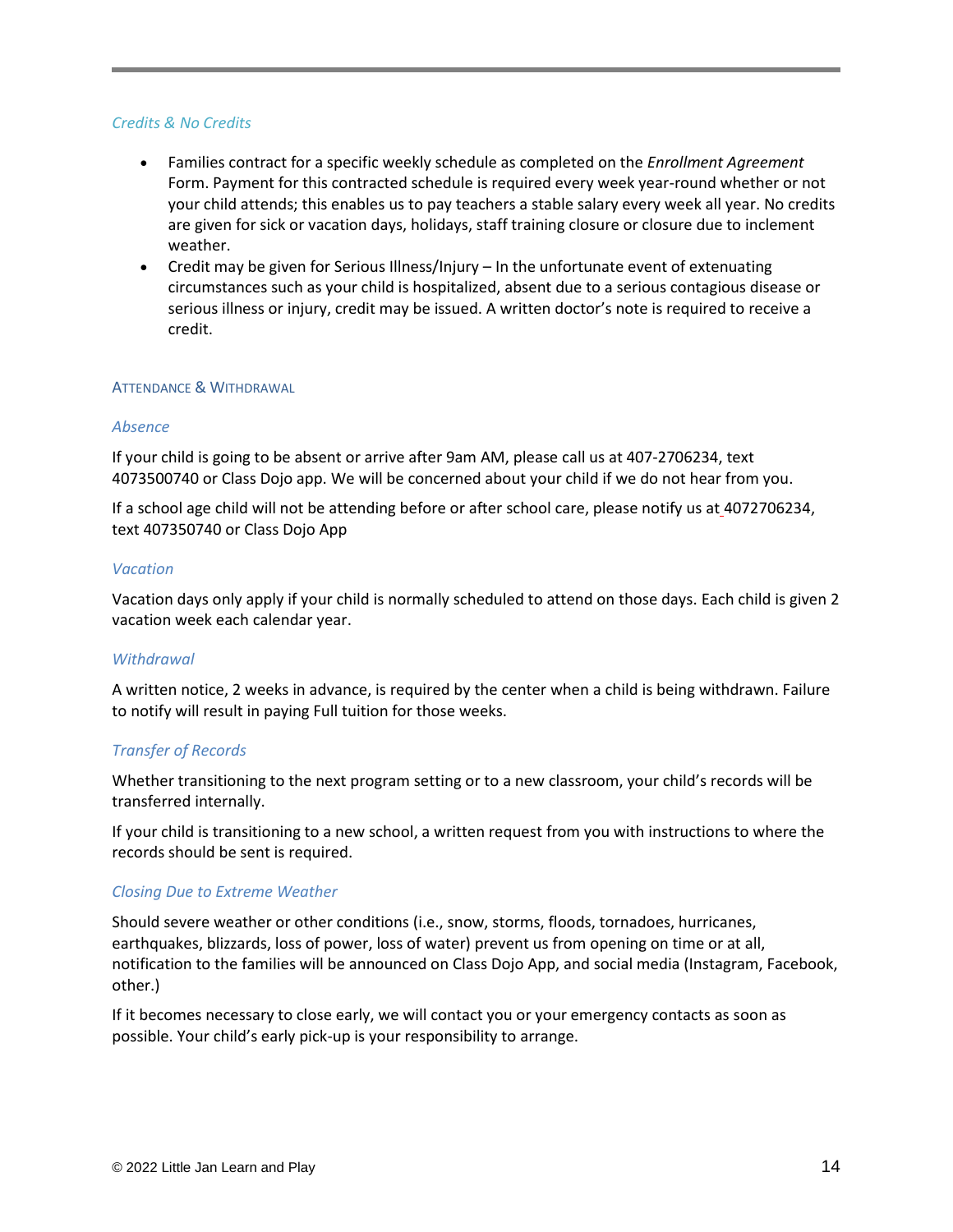### *Credits & No Credits*

- Families contract for a specific weekly schedule as completed on the *Enrollment Agreement* Form. Payment for this contracted schedule is required every week year-round whether or not your child attends; this enables us to pay teachers a stable salary every week all year. No credits are given for sick or vacation days, holidays, staff training closure or closure due to inclement weather.
- Credit may be given for Serious Illness/Injury – In the unfortunate event of extenuating circumstances such as your child is hospitalized, absent due to a serious contagious disease or serious illness or injury, credit may be issued. A written doctor's note is required to receive a credit.

## ATTENDANCE & WITHDRAWAL

### *Absence*

If your child is going to be absent or arrive after 9am AM, please call us at 407-2706234, text 4073500740 or Class Dojo app. We will be concerned about your child if we do not hear from you.

If a school age child will not be attending before or after school care, please notify us at 4072706234, text 407350740 or Class Dojo App

### *Vacation*

Vacation days only apply if your child is normally scheduled to attend on those days. Each child is given 2 vacation week each calendar year.

### *Withdrawal*

A written notice, 2 weeks in advance, is required by the center when a child is being withdrawn. Failure to notify will result in paying Full tuition for those weeks.

### *Transfer of Records*

Whether transitioning to the next program setting or to a new classroom, your child's records will be transferred internally.

If your child is transitioning to a new school, a written request from you with instructions to where the records should be sent is required.

### *Closing Due to Extreme Weather*

Should severe weather or other conditions (i.e., snow, storms, floods, tornadoes, hurricanes, earthquakes, blizzards, loss of power, loss of water) prevent us from opening on time or at all, notification to the families will be announced on Class Dojo App, and social media (Instagram, Facebook, other.)

If it becomes necessary to close early, we will contact you or your emergency contacts as soon as possible. Your child's early pick-up is your responsibility to arrange.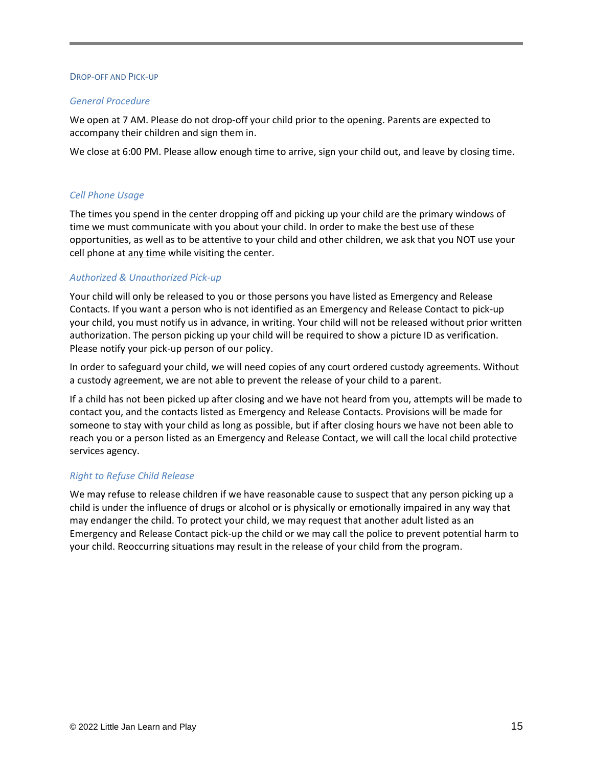## Drop-off and Pick-up

### *General Procedure*

We open at 7 AM. Please do not drop-off your child prior to the opening. Parents are expected to accompany their children and sign them in.

We close at 6:00 PM. Please allow enough time to arrive, sign your child out, and leave by closing time.

### *Cell Phone Usage*

The times you spend in the center dropping off and picking up your child are the primary windows of time we must communicate with you about your child. In order to make the best use of these opportunities, as well as to be attentive to your child and other children, we ask that you NOT use your cell phone at <u>any time</u> while visiting the center.

### *Authorized & Unauthorized Pick-up*

Your child will only be released to you or those persons you have listed as Emergency and Release Contacts. If you want a person who is not identified as an Emergency and Release Contact to pick-up your child, you must notify us in advance, in writing. Your child will not be released without prior written authorization. The person picking up your child will be required to show a picture ID as verification. Please notify your pick-up person of our policy.

In order to safeguard your child, we will need copies of any court ordered custody agreements. Without a custody agreement, we are not able to prevent the release of your child to a parent.

If a child has not been picked up after closing and we have not heard from you, attempts will be made to contact you, and the contacts listed as Emergency and Release Contacts. Provisions will be made for someone to stay with your child as long as possible, but if after closing hours we have not been able to reach you or a person listed as an Emergency and Release Contact, we will call the local child protective services agency.

### *Right to Refuse Child Release*

We may refuse to release children if we have reasonable cause to suspect that any person picking up a child is under the influence of drugs or alcohol or is physically or emotionally impaired in any way that may endanger the child. To protect your child, we may request that another adult listed as an Emergency and Release Contact pick-up the child or we may call the police to prevent potential harm to your child. Reoccurring situations may result in the release of your child from the program.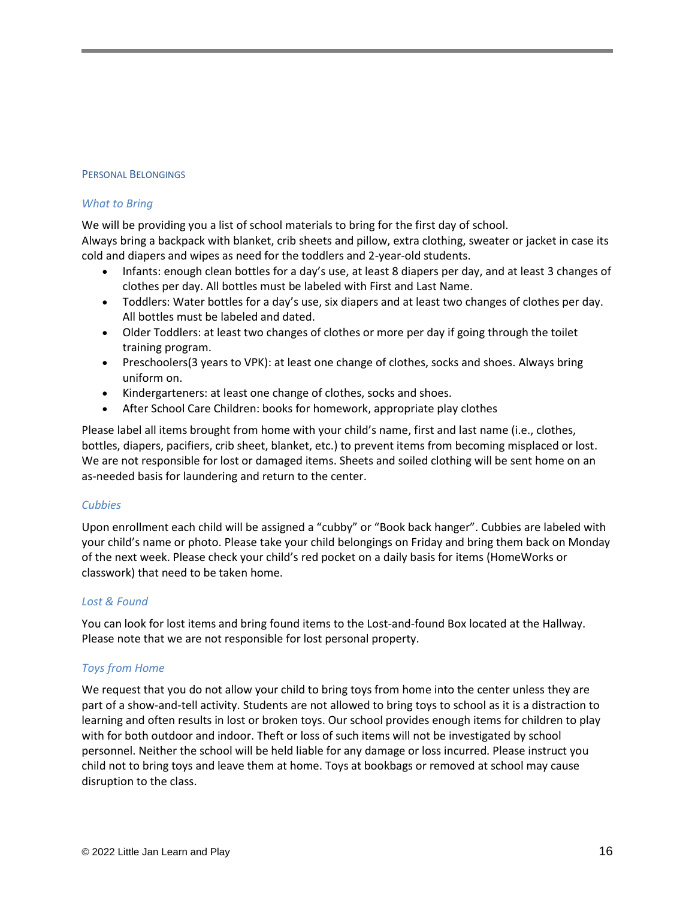## Personal Belongings

### *What to Bring*

We will be providing you a list of school materials to bring for the first day of school.
Always bring a backpack with blanket, crib sheets and pillow, extra clothing, sweater or jacket in case its cold and diapers and wipes as need for the toddlers and 2-year-old students.

- Infants: enough clean bottles for a day's use, at least 8 diapers per day, and at least 3 changes of clothes per day. All bottles must be labeled with First and Last Name.
- Toddlers: Water bottles for a day's use, six diapers and at least two changes of clothes per day. All bottles must be labeled and dated.
- Older Toddlers: at least two changes of clothes or more per day if going through the toilet training program.
- Preschoolers(3 years to VPK): at least one change of clothes, socks and shoes. Always bring uniform on.
- Kindergarteners: at least one change of clothes, socks and shoes.
- After School Care Children: books for homework, appropriate play clothes

Please label all items brought from home with your child's name, first and last name (i.e., clothes, bottles, diapers, pacifiers, crib sheet, blanket, etc.) to prevent items from becoming misplaced or lost. We are not responsible for lost or damaged items. Sheets and soiled clothing will be sent home on an as-needed basis for laundering and return to the center.

### *Cubbies*

Upon enrollment each child will be assigned a "cubby" or "Book back hanger". Cubbies are labeled with your child's name or photo. Please take your child belongings on Friday and bring them back on Monday of the next week. Please check your child's red pocket on a daily basis for items (HomeWorks or classwork) that need to be taken home.

### *Lost & Found*

You can look for lost items and bring found items to the Lost-and-found Box located at the Hallway. Please note that we are not responsible for lost personal property.

### *Toys from Home*

We request that you do not allow your child to bring toys from home into the center unless they are part of a show-and-tell activity. Students are not allowed to bring toys to school as it is a distraction to learning and often results in lost or broken toys. Our school provides enough items for children to play with for both outdoor and indoor. Theft or loss of such items will not be investigated by school personnel. Neither the school will be held liable for any damage or loss incurred. Please instruct you child not to bring toys and leave them at home. Toys at bookbags or removed at school may cause disruption to the class.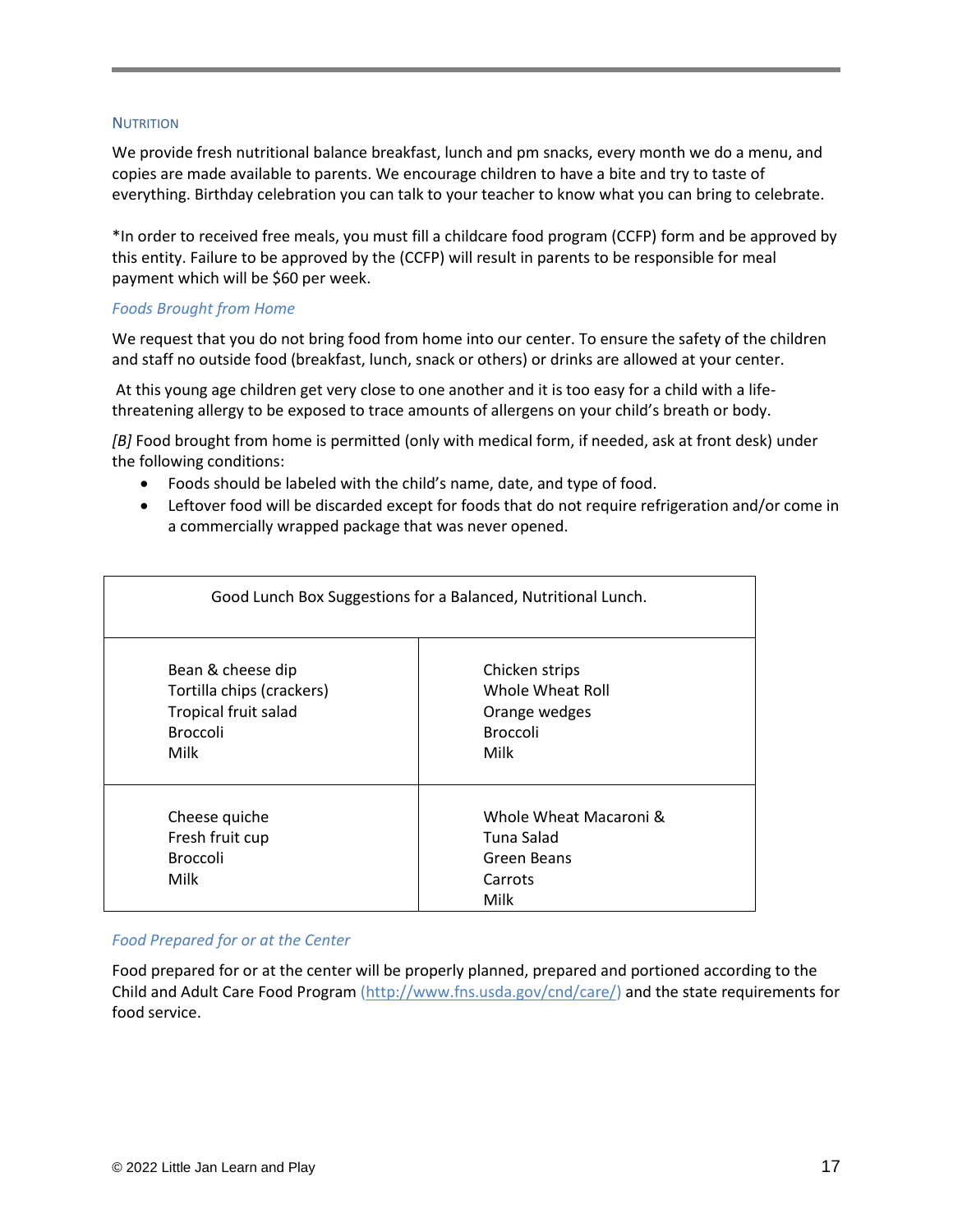## NUTRITION

We provide fresh nutritional balance breakfast, lunch and pm snacks, every month we do a menu, and copies are made available to parents. We encourage children to have a bite and try to taste of everything. Birthday celebration you can talk to your teacher to know what you can bring to celebrate.

*In order to received free meals, you must fill a childcare food program (CCFP) form and be approved by this entity. Failure to be approved by the (CCFP) will result in parents to be responsible for meal payment which will be $60 per week.

### *Foods Brought from Home*

We request that you do not bring food from home into our center. To ensure the safety of the children and staff no outside food (breakfast, lunch, snack or others) or drinks are allowed at your center.

At this young age children get very close to one another and it is too easy for a child with a life-threatening allergy to be exposed to trace amounts of allergens on your child's breath or body.

*[B]* Food brought from home is permitted (only with medical form, if needed, ask at front desk) under the following conditions:

- Foods should be labeled with the child's name, date, and type of food.
- Leftover food will be discarded except for foods that do not require refrigeration and/or come in a commercially wrapped package that was never opened.

| Good Lunch Box Suggestions for a Balanced, Nutritional Lunch. | |
|---|---|
| Bean & cheese dip<br>Tortilla chips (crackers)<br>Tropical fruit salad<br>Broccoli<br>Milk | Chicken strips<br>Whole Wheat Roll<br>Orange wedges<br>Broccoli<br>Milk |
| Cheese quiche<br>Fresh fruit cup<br>Broccoli<br>Milk | Whole Wheat Macaroni &<br>Tuna Salad<br>Green Beans<br>Carrots<br>Milk |

### *Food Prepared for or at the Center*

Food prepared for or at the center will be properly planned, prepared and portioned according to the Child and Adult Care Food Program (http://www.fns.usda.gov/cnd/care/) and the state requirements for food service.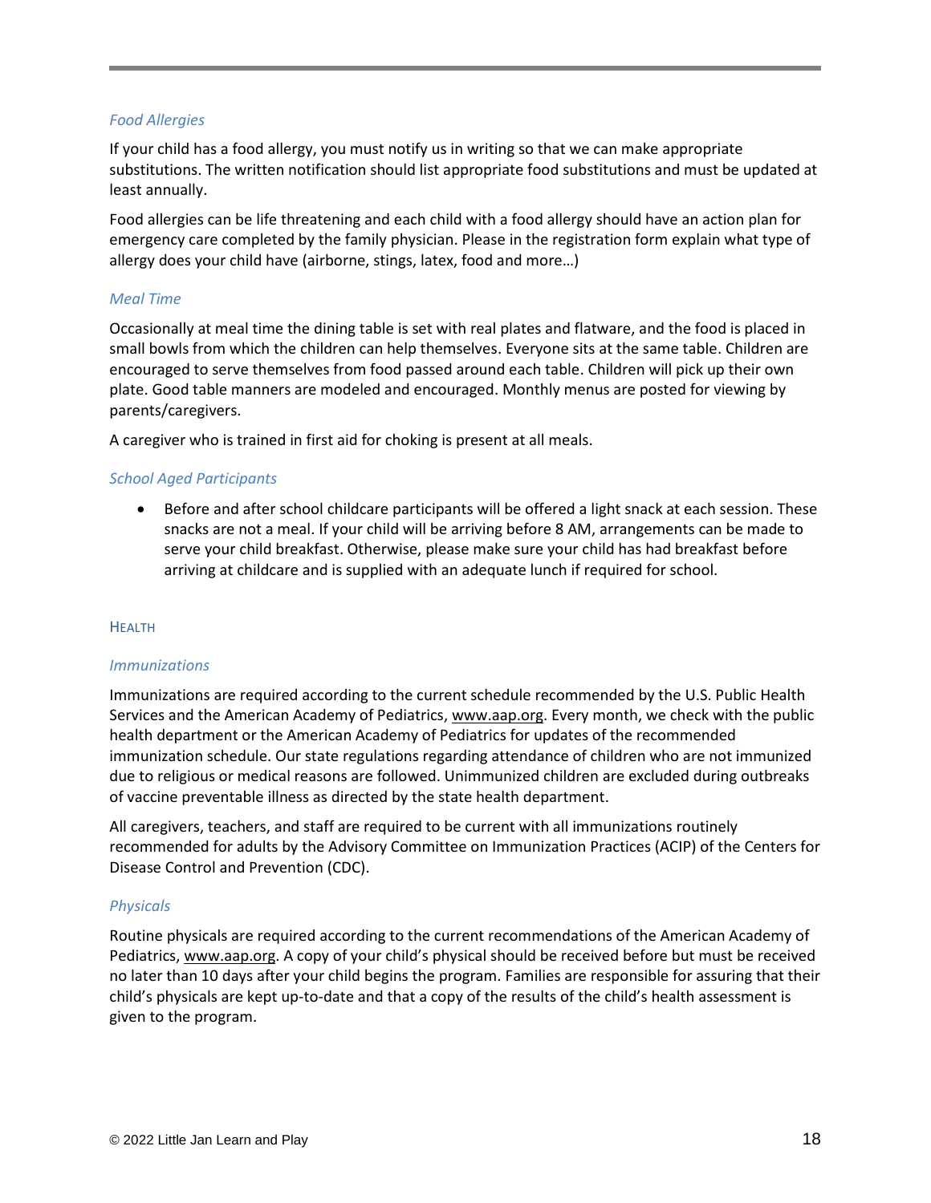### *Food Allergies*

If your child has a food allergy, you must notify us in writing so that we can make appropriate substitutions. The written notification should list appropriate food substitutions and must be updated at least annually.

Food allergies can be life threatening and each child with a food allergy should have an action plan for emergency care completed by the family physician. Please in the registration form explain what type of allergy does your child have (airborne, stings, latex, food and more…)

### *Meal Time*

Occasionally at meal time the dining table is set with real plates and flatware, and the food is placed in small bowls from which the children can help themselves. Everyone sits at the same table. Children are encouraged to serve themselves from food passed around each table. Children will pick up their own plate. Good table manners are modeled and encouraged. Monthly menus are posted for viewing by parents/caregivers.

A caregiver who is trained in first aid for choking is present at all meals.

### *School Aged Participants*

- Before and after school childcare participants will be offered a light snack at each session. These snacks are not a meal. If your child will be arriving before 8 AM, arrangements can be made to serve your child breakfast. Otherwise, please make sure your child has had breakfast before arriving at childcare and is supplied with an adequate lunch if required for school.

## Health

### *Immunizations*

Immunizations are required according to the current schedule recommended by the U.S. Public Health Services and the American Academy of Pediatrics, www.aap.org. Every month, we check with the public health department or the American Academy of Pediatrics for updates of the recommended immunization schedule. Our state regulations regarding attendance of children who are not immunized due to religious or medical reasons are followed. Unimmunized children are excluded during outbreaks of vaccine preventable illness as directed by the state health department.

All caregivers, teachers, and staff are required to be current with all immunizations routinely recommended for adults by the Advisory Committee on Immunization Practices (ACIP) of the Centers for Disease Control and Prevention (CDC).

### *Physicals*

Routine physicals are required according to the current recommendations of the American Academy of Pediatrics, www.aap.org. A copy of your child's physical should be received before but must be received no later than 10 days after your child begins the program. Families are responsible for assuring that their child's physicals are kept up-to-date and that a copy of the results of the child's health assessment is given to the program.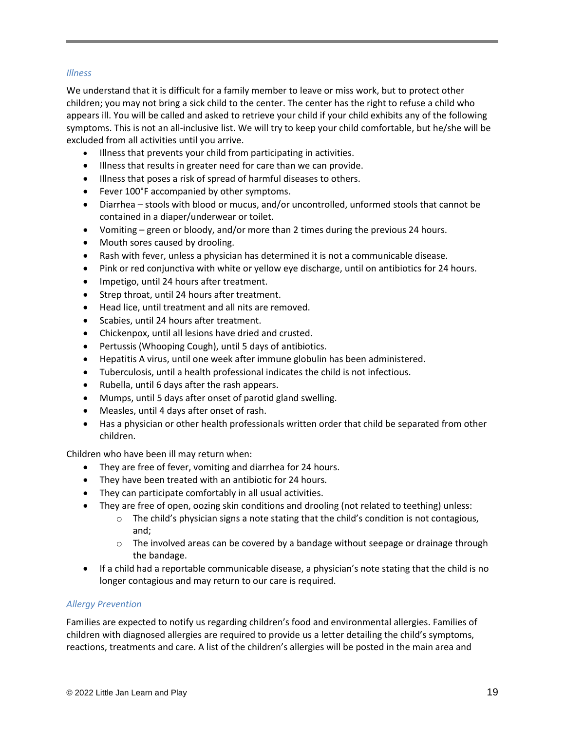*Illness*

We understand that it is difficult for a family member to leave or miss work, but to protect other children; you may not bring a sick child to the center. The center has the right to refuse a child who appears ill. You will be called and asked to retrieve your child if your child exhibits any of the following symptoms. This is not an all-inclusive list. We will try to keep your child comfortable, but he/she will be excluded from all activities until you arrive.

- Illness that prevents your child from participating in activities.
- Illness that results in greater need for care than we can provide.
- Illness that poses a risk of spread of harmful diseases to others.
- Fever 100°F accompanied by other symptoms.
- Diarrhea – stools with blood or mucus, and/or uncontrolled, unformed stools that cannot be contained in a diaper/underwear or toilet.
- Vomiting – green or bloody, and/or more than 2 times during the previous 24 hours.
- Mouth sores caused by drooling.
- Rash with fever, unless a physician has determined it is not a communicable disease.
- Pink or red conjunctiva with white or yellow eye discharge, until on antibiotics for 24 hours.
- Impetigo, until 24 hours after treatment.
- Strep throat, until 24 hours after treatment.
- Head lice, until treatment and all nits are removed.
- Scabies, until 24 hours after treatment.
- Chickenpox, until all lesions have dried and crusted.
- Pertussis (Whooping Cough), until 5 days of antibiotics.
- Hepatitis A virus, until one week after immune globulin has been administered.
- Tuberculosis, until a health professional indicates the child is not infectious.
- Rubella, until 6 days after the rash appears.
- Mumps, until 5 days after onset of parotid gland swelling.
- Measles, until 4 days after onset of rash.
- Has a physician or other health professionals written order that child be separated from other children.

Children who have been ill may return when:

- They are free of fever, vomiting and diarrhea for 24 hours.
- They have been treated with an antibiotic for 24 hours.
- They can participate comfortably in all usual activities.
- They are free of open, oozing skin conditions and drooling (not related to teething) unless:
  - The child's physician signs a note stating that the child's condition is not contagious, and;
  - The involved areas can be covered by a bandage without seepage or drainage through the bandage.
- If a child had a reportable communicable disease, a physician's note stating that the child is no longer contagious and may return to our care is required.

*Allergy Prevention*

Families are expected to notify us regarding children's food and environmental allergies. Families of children with diagnosed allergies are required to provide us a letter detailing the child's symptoms, reactions, treatments and care. A list of the children's allergies will be posted in the main area and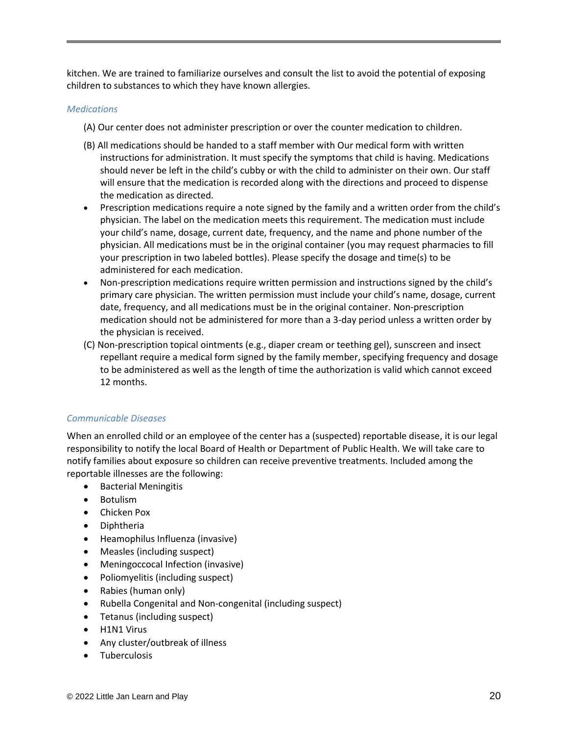kitchen. We are trained to familiarize ourselves and consult the list to avoid the potential of exposing children to substances to which they have known allergies.

### *Medications*

(A) Our center does not administer prescription or over the counter medication to children.

(B) All medications should be handed to a staff member with Our medical form with written instructions for administration. It must specify the symptoms that child is having. Medications should never be left in the child's cubby or with the child to administer on their own. Our staff will ensure that the medication is recorded along with the directions and proceed to dispense the medication as directed.

- Prescription medications require a note signed by the family and a written order from the child's physician. The label on the medication meets this requirement. The medication must include your child's name, dosage, current date, frequency, and the name and phone number of the physician. All medications must be in the original container (you may request pharmacies to fill your prescription in two labeled bottles). Please specify the dosage and time(s) to be administered for each medication.
- Non-prescription medications require written permission and instructions signed by the child's primary care physician. The written permission must include your child's name, dosage, current date, frequency, and all medications must be in the original container. Non-prescription medication should not be administered for more than a 3-day period unless a written order by the physician is received.

(C) Non-prescription topical ointments (e.g., diaper cream or teething gel), sunscreen and insect repellant require a medical form signed by the family member, specifying frequency and dosage to be administered as well as the length of time the authorization is valid which cannot exceed 12 months.

### *Communicable Diseases*

When an enrolled child or an employee of the center has a (suspected) reportable disease, it is our legal responsibility to notify the local Board of Health or Department of Public Health. We will take care to notify families about exposure so children can receive preventive treatments. Included among the reportable illnesses are the following:

- Bacterial Meningitis
- Botulism
- Chicken Pox
- Diphtheria
- Heamophilus Influenza (invasive)
- Measles (including suspect)
- Meningoccocal Infection (invasive)
- Poliomyelitis (including suspect)
- Rabies (human only)
- Rubella Congenital and Non-congenital (including suspect)
- Tetanus (including suspect)
- H1N1 Virus
- Any cluster/outbreak of illness
- Tuberculosis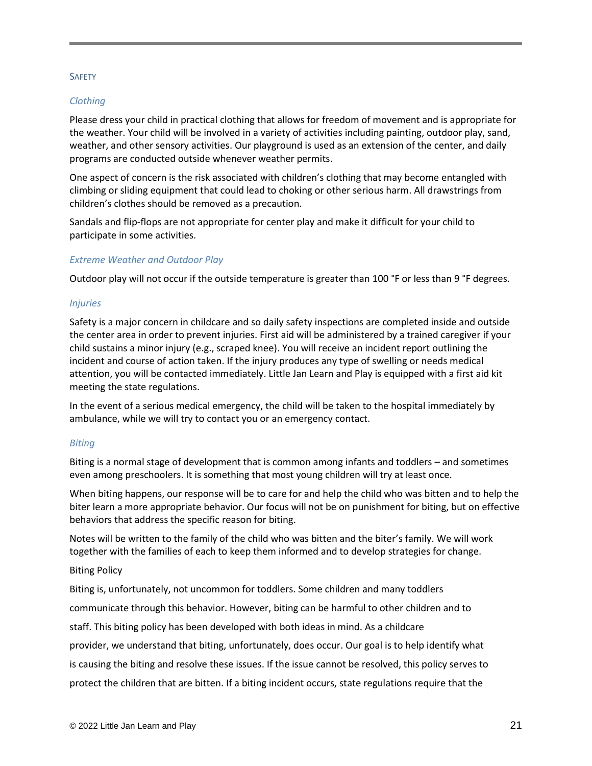## Safety

### *Clothing*

Please dress your child in practical clothing that allows for freedom of movement and is appropriate for the weather. Your child will be involved in a variety of activities including painting, outdoor play, sand, weather, and other sensory activities. Our playground is used as an extension of the center, and daily programs are conducted outside whenever weather permits.

One aspect of concern is the risk associated with children's clothing that may become entangled with climbing or sliding equipment that could lead to choking or other serious harm. All drawstrings from children's clothes should be removed as a precaution.

Sandals and flip-flops are not appropriate for center play and make it difficult for your child to participate in some activities.

### *Extreme Weather and Outdoor Play*

Outdoor play will not occur if the outside temperature is greater than 100 °F or less than 9 °F degrees.

### *Injuries*

Safety is a major concern in childcare and so daily safety inspections are completed inside and outside the center area in order to prevent injuries. First aid will be administered by a trained caregiver if your child sustains a minor injury (e.g., scraped knee). You will receive an incident report outlining the incident and course of action taken. If the injury produces any type of swelling or needs medical attention, you will be contacted immediately. Little Jan Learn and Play is equipped with a first aid kit meeting the state regulations.

In the event of a serious medical emergency, the child will be taken to the hospital immediately by ambulance, while we will try to contact you or an emergency contact.

### *Biting*

Biting is a normal stage of development that is common among infants and toddlers – and sometimes even among preschoolers. It is something that most young children will try at least once.

When biting happens, our response will be to care for and help the child who was bitten and to help the biter learn a more appropriate behavior. Our focus will not be on punishment for biting, but on effective behaviors that address the specific reason for biting.

Notes will be written to the family of the child who was bitten and the biter's family. We will work together with the families of each to keep them informed and to develop strategies for change.

Biting Policy

Biting is, unfortunately, not uncommon for toddlers. Some children and many toddlers communicate through this behavior. However, biting can be harmful to other children and to staff. This biting policy has been developed with both ideas in mind. As a childcare provider, we understand that biting, unfortunately, does occur. Our goal is to help identify what is causing the biting and resolve these issues. If the issue cannot be resolved, this policy serves to protect the children that are bitten. If a biting incident occurs, state regulations require that the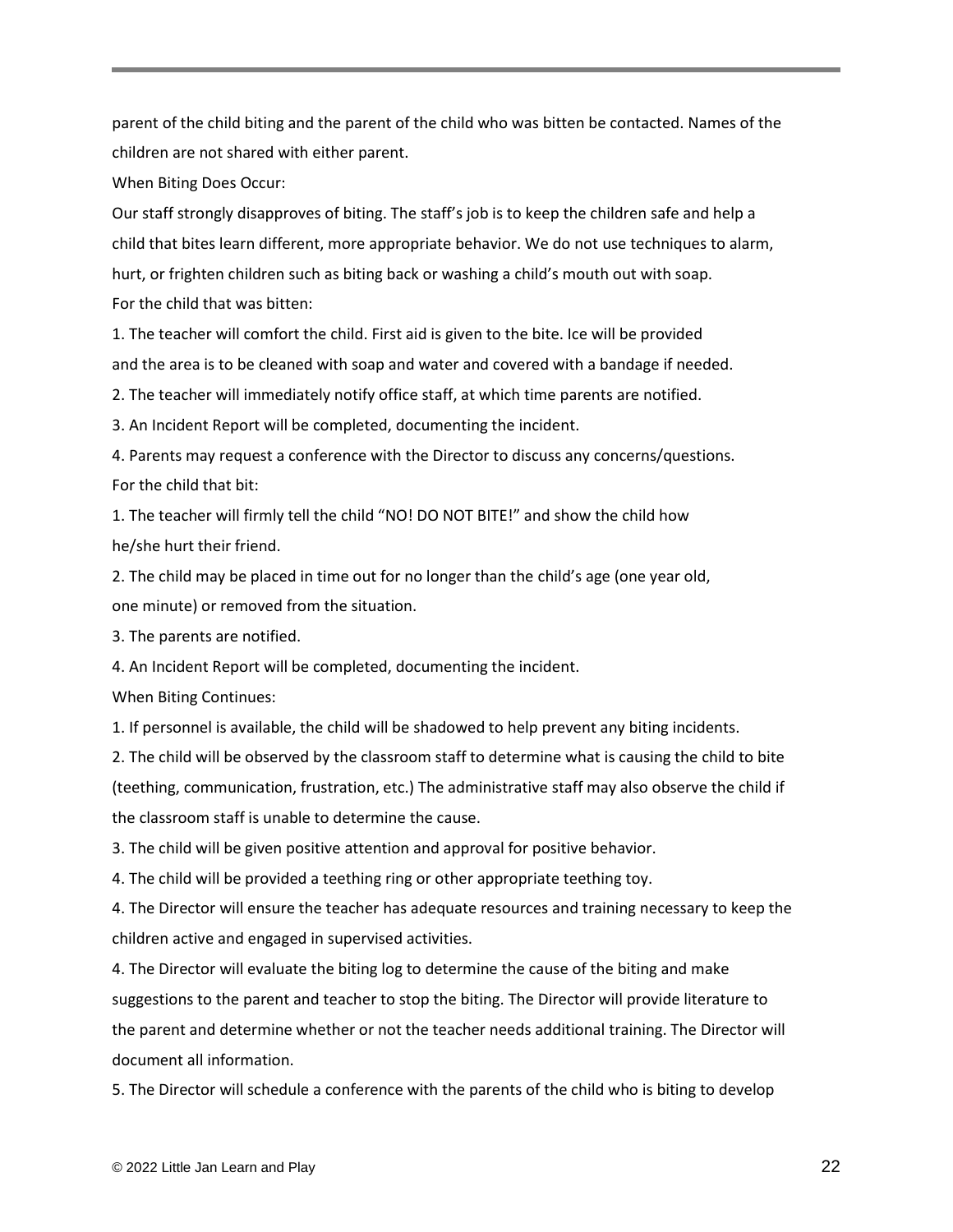parent of the child biting and the parent of the child who was bitten be contacted. Names of the children are not shared with either parent.

When Biting Does Occur:

Our staff strongly disapproves of biting. The staff's job is to keep the children safe and help a child that bites learn different, more appropriate behavior. We do not use techniques to alarm, hurt, or frighten children such as biting back or washing a child's mouth out with soap.

For the child that was bitten:

1. The teacher will comfort the child. First aid is given to the bite. Ice will be provided and the area is to be cleaned with soap and water and covered with a bandage if needed.
2. The teacher will immediately notify office staff, at which time parents are notified.
3. An Incident Report will be completed, documenting the incident.
4. Parents may request a conference with the Director to discuss any concerns/questions.

For the child that bit:

1. The teacher will firmly tell the child "NO! DO NOT BITE!" and show the child how he/she hurt their friend.
2. The child may be placed in time out for no longer than the child's age (one year old, one minute) or removed from the situation.
3. The parents are notified.
4. An Incident Report will be completed, documenting the incident.

When Biting Continues:

1. If personnel is available, the child will be shadowed to help prevent any biting incidents.
2. The child will be observed by the classroom staff to determine what is causing the child to bite (teething, communication, frustration, etc.) The administrative staff may also observe the child if the classroom staff is unable to determine the cause.
3. The child will be given positive attention and approval for positive behavior.
4. The child will be provided a teething ring or other appropriate teething toy.
4. The Director will ensure the teacher has adequate resources and training necessary to keep the children active and engaged in supervised activities.
4. The Director will evaluate the biting log to determine the cause of the biting and make suggestions to the parent and teacher to stop the biting. The Director will provide literature to the parent and determine whether or not the teacher needs additional training. The Director will document all information.
5. The Director will schedule a conference with the parents of the child who is biting to develop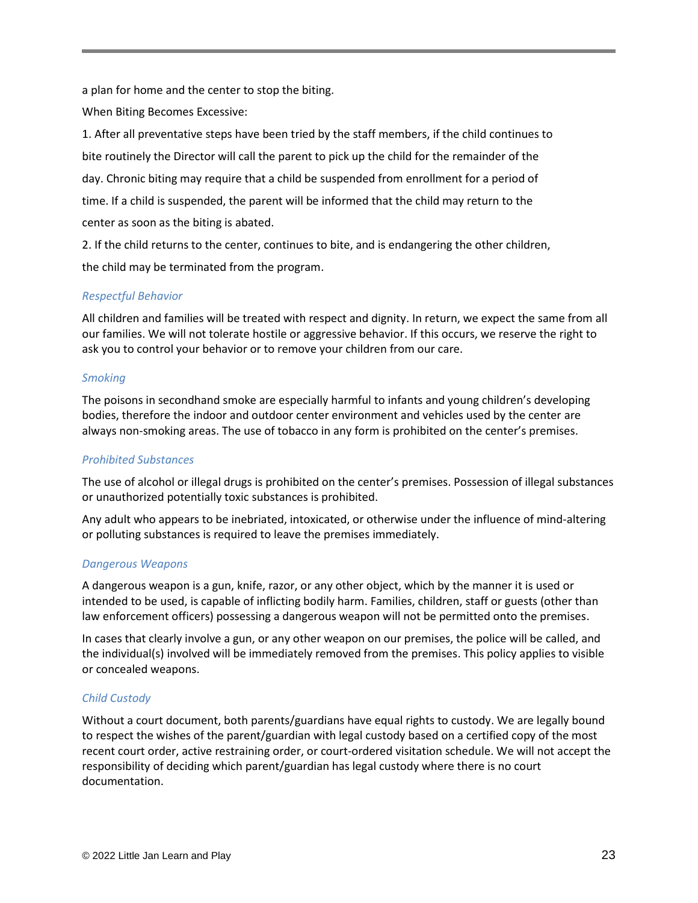a plan for home and the center to stop the biting.

When Biting Becomes Excessive:

1. After all preventative steps have been tried by the staff members, if the child continues to bite routinely the Director will call the parent to pick up the child for the remainder of the day. Chronic biting may require that a child be suspended from enrollment for a period of time. If a child is suspended, the parent will be informed that the child may return to the center as soon as the biting is abated.
2. If the child returns to the center, continues to bite, and is endangering the other children, the child may be terminated from the program.

### *Respectful Behavior*

All children and families will be treated with respect and dignity. In return, we expect the same from all our families. We will not tolerate hostile or aggressive behavior. If this occurs, we reserve the right to ask you to control your behavior or to remove your children from our care.

### *Smoking*

The poisons in secondhand smoke are especially harmful to infants and young children's developing bodies, therefore the indoor and outdoor center environment and vehicles used by the center are always non-smoking areas. The use of tobacco in any form is prohibited on the center's premises.

### *Prohibited Substances*

The use of alcohol or illegal drugs is prohibited on the center's premises. Possession of illegal substances or unauthorized potentially toxic substances is prohibited.

Any adult who appears to be inebriated, intoxicated, or otherwise under the influence of mind-altering or polluting substances is required to leave the premises immediately.

### *Dangerous Weapons*

A dangerous weapon is a gun, knife, razor, or any other object, which by the manner it is used or intended to be used, is capable of inflicting bodily harm. Families, children, staff or guests (other than law enforcement officers) possessing a dangerous weapon will not be permitted onto the premises.

In cases that clearly involve a gun, or any other weapon on our premises, the police will be called, and the individual(s) involved will be immediately removed from the premises. This policy applies to visible or concealed weapons.

### *Child Custody*

Without a court document, both parents/guardians have equal rights to custody. We are legally bound to respect the wishes of the parent/guardian with legal custody based on a certified copy of the most recent court order, active restraining order, or court-ordered visitation schedule. We will not accept the responsibility of deciding which parent/guardian has legal custody where there is no court documentation.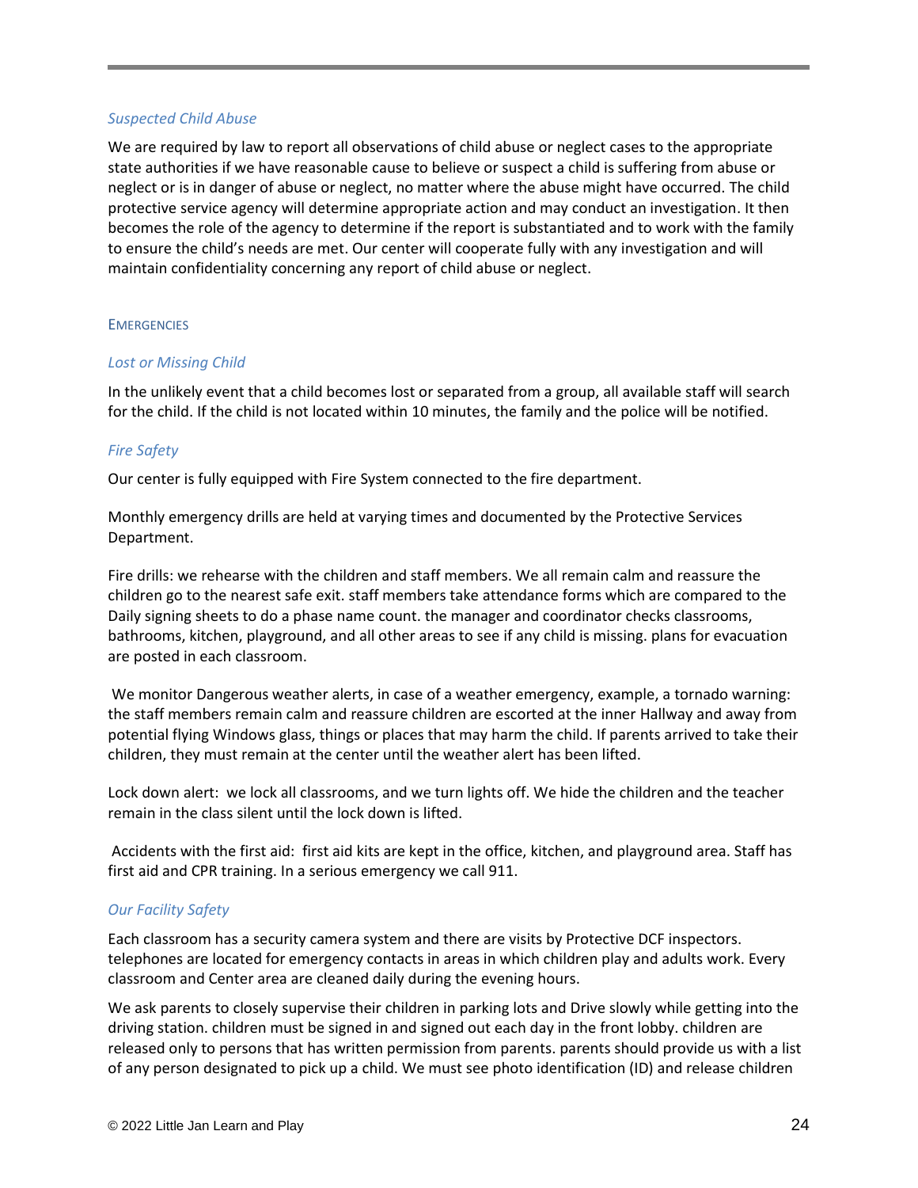### *Suspected Child Abuse*

We are required by law to report all observations of child abuse or neglect cases to the appropriate state authorities if we have reasonable cause to believe or suspect a child is suffering from abuse or neglect or is in danger of abuse or neglect, no matter where the abuse might have occurred. The child protective service agency will determine appropriate action and may conduct an investigation. It then becomes the role of the agency to determine if the report is substantiated and to work with the family to ensure the child's needs are met. Our center will cooperate fully with any investigation and will maintain confidentiality concerning any report of child abuse or neglect.

## EMERGENCIES

### *Lost or Missing Child*

In the unlikely event that a child becomes lost or separated from a group, all available staff will search for the child. If the child is not located within 10 minutes, the family and the police will be notified.

### *Fire Safety*

Our center is fully equipped with Fire System connected to the fire department.

Monthly emergency drills are held at varying times and documented by the Protective Services Department.

Fire drills: we rehearse with the children and staff members. We all remain calm and reassure the children go to the nearest safe exit. staff members take attendance forms which are compared to the Daily signing sheets to do a phase name count. the manager and coordinator checks classrooms, bathrooms, kitchen, playground, and all other areas to see if any child is missing. plans for evacuation are posted in each classroom.

We monitor Dangerous weather alerts, in case of a weather emergency, example, a tornado warning: the staff members remain calm and reassure children are escorted at the inner Hallway and away from potential flying Windows glass, things or places that may harm the child. If parents arrived to take their children, they must remain at the center until the weather alert has been lifted.

Lock down alert: we lock all classrooms, and we turn lights off. We hide the children and the teacher remain in the class silent until the lock down is lifted.

Accidents with the first aid: first aid kits are kept in the office, kitchen, and playground area. Staff has first aid and CPR training. In a serious emergency we call 911.

### *Our Facility Safety*

Each classroom has a security camera system and there are visits by Protective DCF inspectors. telephones are located for emergency contacts in areas in which children play and adults work. Every classroom and Center area are cleaned daily during the evening hours.

We ask parents to closely supervise their children in parking lots and Drive slowly while getting into the driving station. children must be signed in and signed out each day in the front lobby. children are released only to persons that has written permission from parents. parents should provide us with a list of any person designated to pick up a child. We must see photo identification (ID) and release children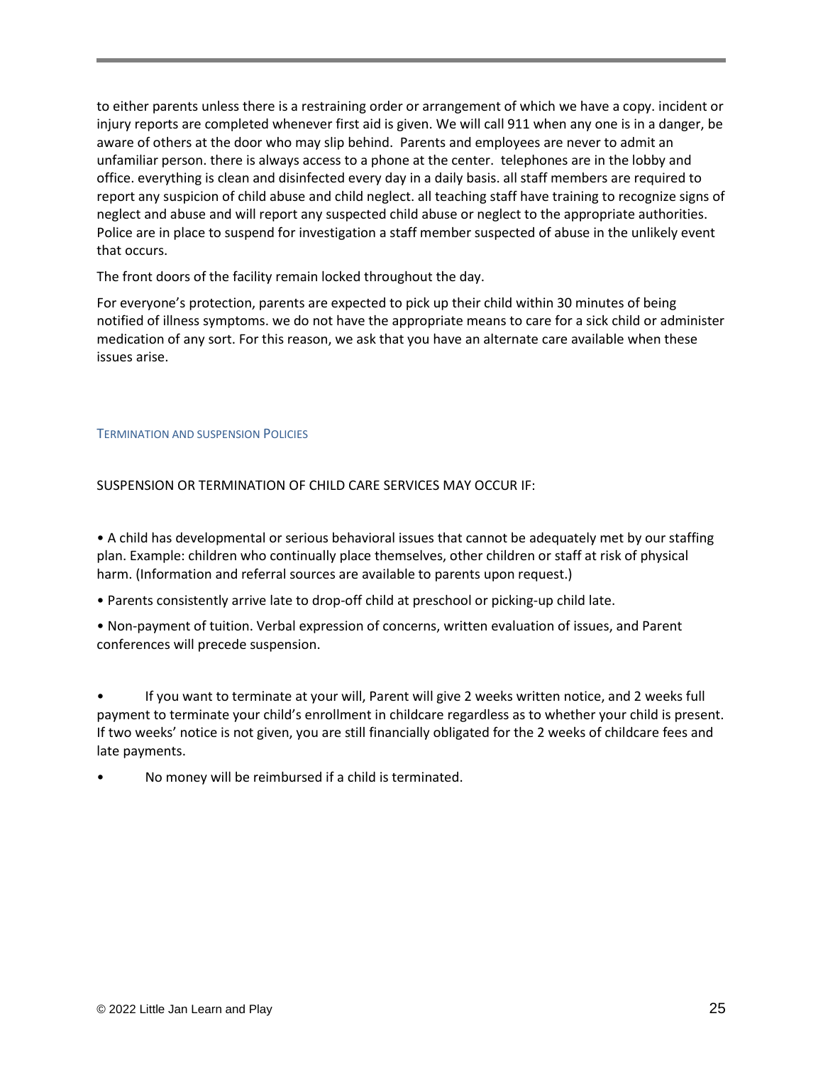to either parents unless there is a restraining order or arrangement of which we have a copy. incident or injury reports are completed whenever first aid is given. We will call 911 when any one is in a danger, be aware of others at the door who may slip behind. Parents and employees are never to admit an unfamiliar person. there is always access to a phone at the center. telephones are in the lobby and office. everything is clean and disinfected every day in a daily basis. all staff members are required to report any suspicion of child abuse and child neglect. all teaching staff have training to recognize signs of neglect and abuse and will report any suspected child abuse or neglect to the appropriate authorities. Police are in place to suspend for investigation a staff member suspected of abuse in the unlikely event that occurs.

The front doors of the facility remain locked throughout the day.

For everyone's protection, parents are expected to pick up their child within 30 minutes of being notified of illness symptoms. we do not have the appropriate means to care for a sick child or administer medication of any sort. For this reason, we ask that you have an alternate care available when these issues arise.

## TERMINATION AND SUSPENSION POLICIES

SUSPENSION OR TERMINATION OF CHILD CARE SERVICES MAY OCCUR IF:

- A child has developmental or serious behavioral issues that cannot be adequately met by our staffing plan. Example: children who continually place themselves, other children or staff at risk of physical harm. (Information and referral sources are available to parents upon request.)
- Parents consistently arrive late to drop-off child at preschool or picking-up child late.
- Non-payment of tuition. Verbal expression of concerns, written evaluation of issues, and Parent conferences will precede suspension.

- If you want to terminate at your will, Parent will give 2 weeks written notice, and 2 weeks full payment to terminate your child's enrollment in childcare regardless as to whether your child is present. If two weeks' notice is not given, you are still financially obligated for the 2 weeks of childcare fees and late payments.
- No money will be reimbursed if a child is terminated.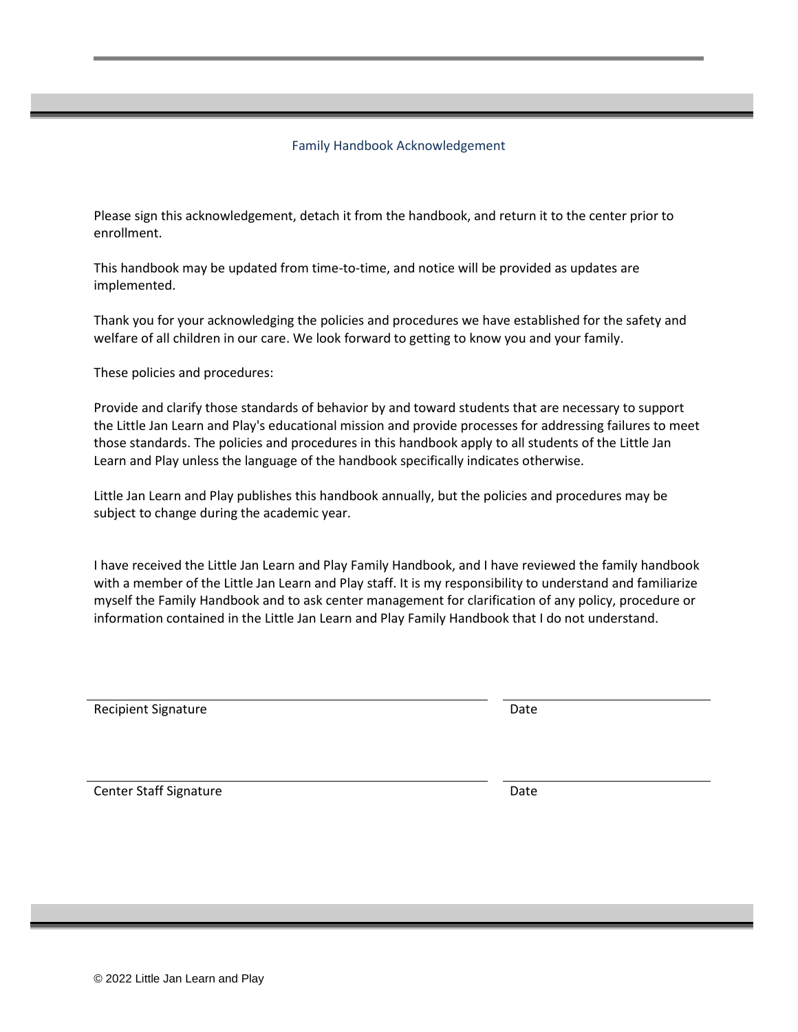## Family Handbook Acknowledgement

Please sign this acknowledgement, detach it from the handbook, and return it to the center prior to enrollment.

This handbook may be updated from time-to-time, and notice will be provided as updates are implemented.

Thank you for your acknowledging the policies and procedures we have established for the safety and welfare of all children in our care. We look forward to getting to know you and your family.

These policies and procedures:

Provide and clarify those standards of behavior by and toward students that are necessary to support the Little Jan Learn and Play's educational mission and provide processes for addressing failures to meet those standards. The policies and procedures in this handbook apply to all students of the Little Jan Learn and Play unless the language of the handbook specifically indicates otherwise.

Little Jan Learn and Play publishes this handbook annually, but the policies and procedures may be subject to change during the academic year.

I have received the Little Jan Learn and Play Family Handbook, and I have reviewed the family handbook with a member of the Little Jan Learn and Play staff. It is my responsibility to understand and familiarize myself the Family Handbook and to ask center management for clarification of any policy, procedure or information contained in the Little Jan Learn and Play Family Handbook that I do not understand.

\_\_\_\_\_\_\_\_\_\_\_\_\_\_\_\_\_\_\_\_\_\_\_\_\_\_\_\_\_\_\_\_\_\_\_\_\_\_\_\_ \_\_\_\_\_\_\_\_\_\_\_\_\_\_\_\_\_\_\_\_

Recipient Signature Date

\_\_\_\_\_\_\_\_\_\_\_\_\_\_\_\_\_\_\_\_\_\_\_\_\_\_\_\_\_\_\_\_\_\_\_\_\_\_\_\_ \_\_\_\_\_\_\_\_\_\_\_\_\_\_\_\_\_\_\_\_

Center Staff Signature Date

© 2022 Little Jan Learn and Play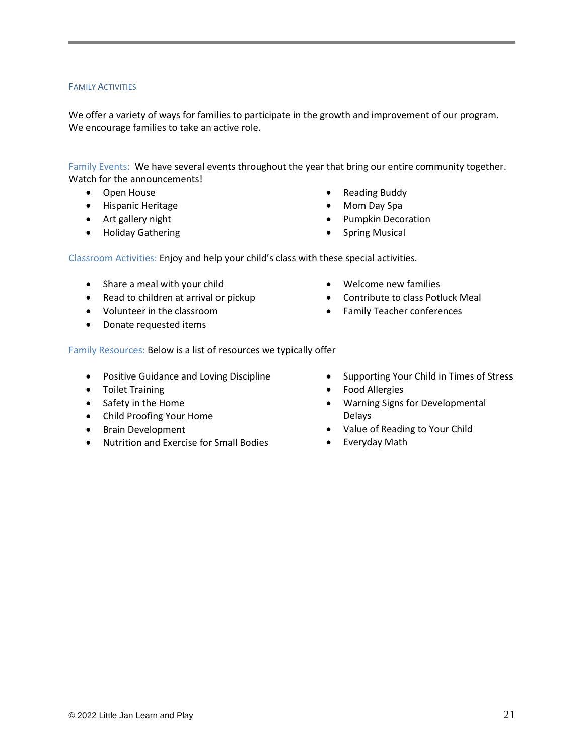## Family Activities

We offer a variety of ways for families to participate in the growth and improvement of our program. We encourage families to take an active role.

Family Events: We have several events throughout the year that bring our entire community together. Watch for the announcements!

- Open House
- Hispanic Heritage
- Art gallery night
- Holiday Gathering
- Reading Buddy
- Mom Day Spa
- Pumpkin Decoration
- Spring Musical

Classroom Activities: Enjoy and help your child's class with these special activities.

- Share a meal with your child
- Read to children at arrival or pickup
- Volunteer in the classroom
- Donate requested items
- Welcome new families
- Contribute to class Potluck Meal
- Family Teacher conferences

Family Resources: Below is a list of resources we typically offer

- Positive Guidance and Loving Discipline
- Toilet Training
- Safety in the Home
- Child Proofing Your Home
- Brain Development
- Nutrition and Exercise for Small Bodies
- Supporting Your Child in Times of Stress
- Food Allergies
- Warning Signs for Developmental Delays
- Value of Reading to Your Child
- Everyday Math

© 2022 Little Jan Learn and Play